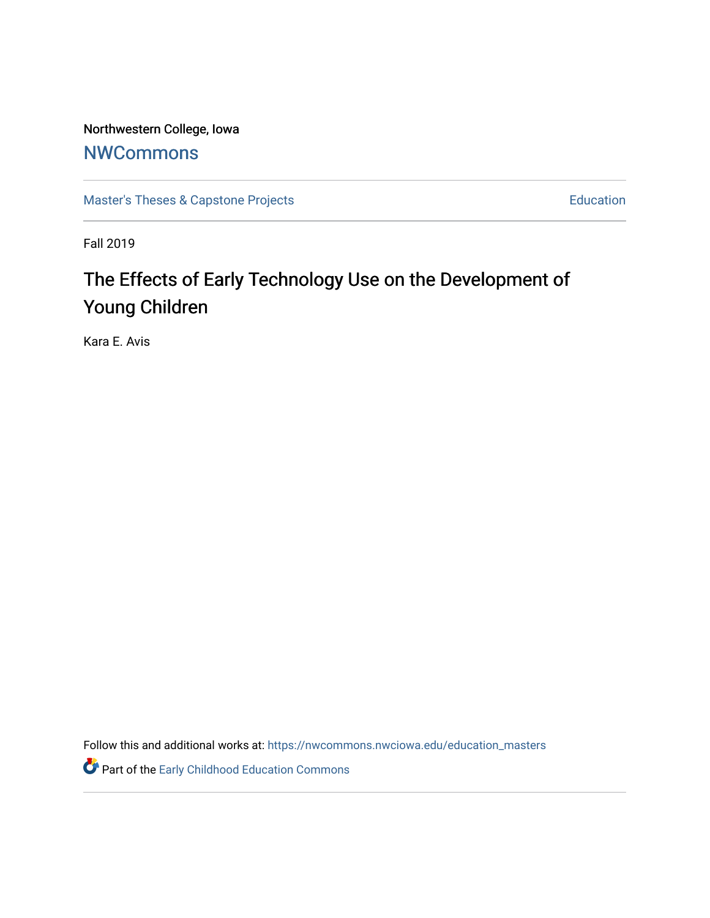Northwestern College, Iowa

# NWCommons

Master's Theses & Capstone Projects

Education

Fall 2019

## The Effects of Early Technology Use on the Development of Young Children

Kara E. Avis

Follow this and additional works at: https://nwcommons.nwciowa.edu/education_masters

Part of the Early Childhood Education Commons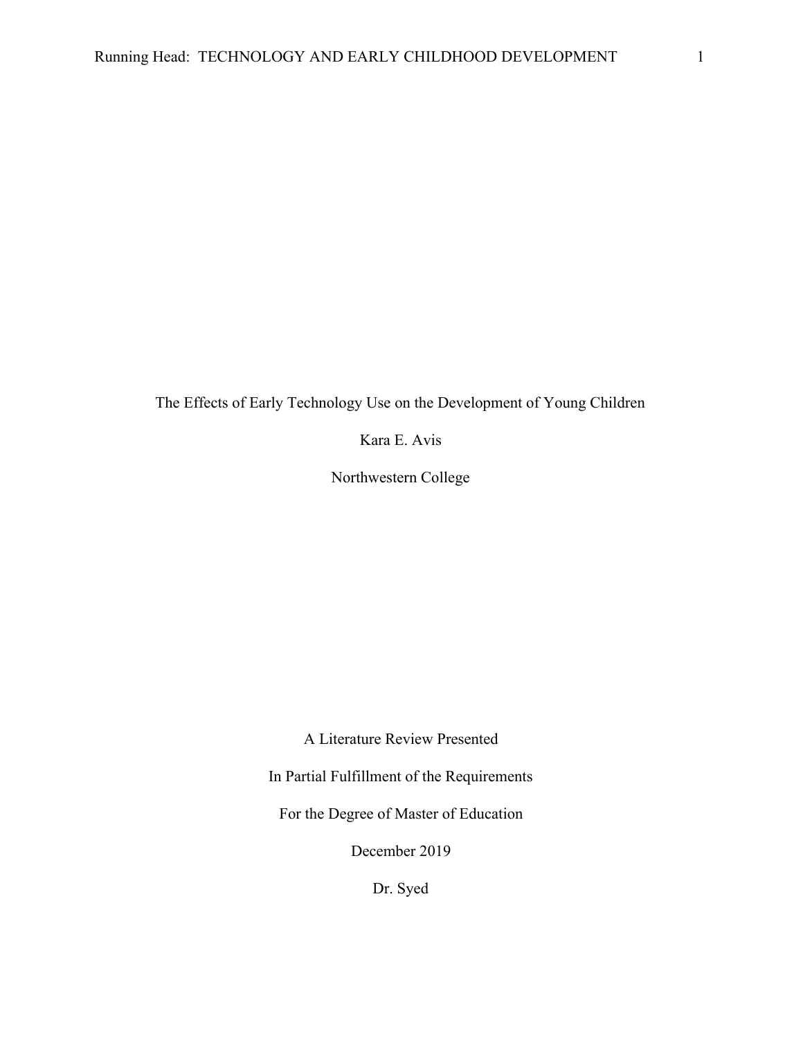The Effects of Early Technology Use on the Development of Young Children

Kara E. Avis

Northwestern College

A Literature Review Presented

In Partial Fulfillment of the Requirements

For the Degree of Master of Education

December 2019

Dr. Syed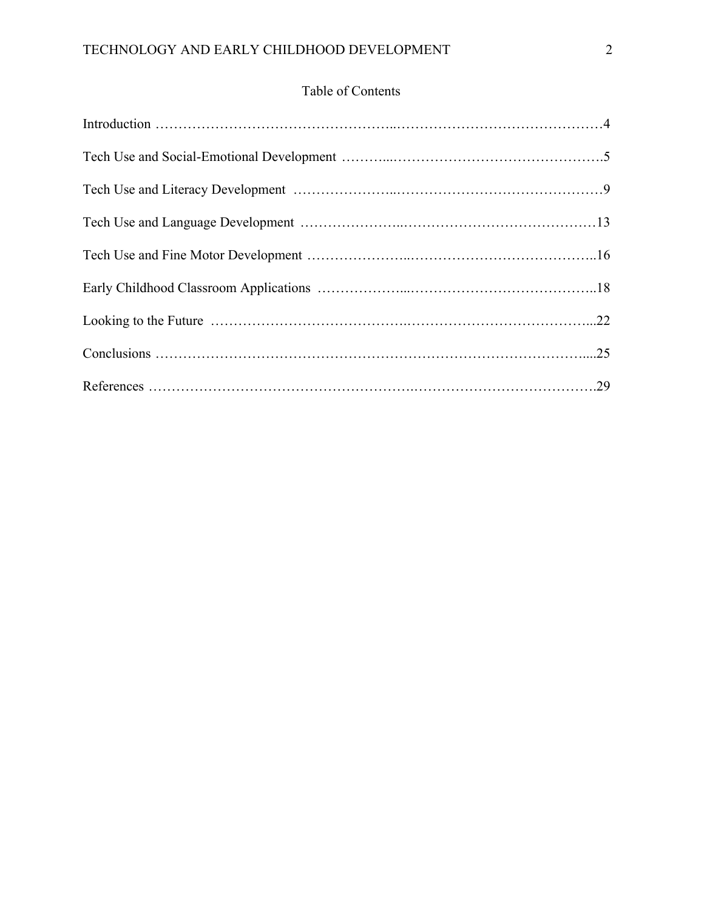## Table of Contents

Introduction ……………………………………………..………………………………………4

Tech Use and Social-Emotional Development ………...……………………………………….5

Tech Use and Literacy Development …………………..………………………………………9

Tech Use and Language Development …………………..……………………………………13

Tech Use and Fine Motor Development …………………..…………………………………..16

Early Childhood Classroom Applications ………………...…………………………………..18

Looking to the Future ………………………………….…………………………………...22

Conclusions ………………………………………………………………………………....25

References ………………………………………………..………………………………….29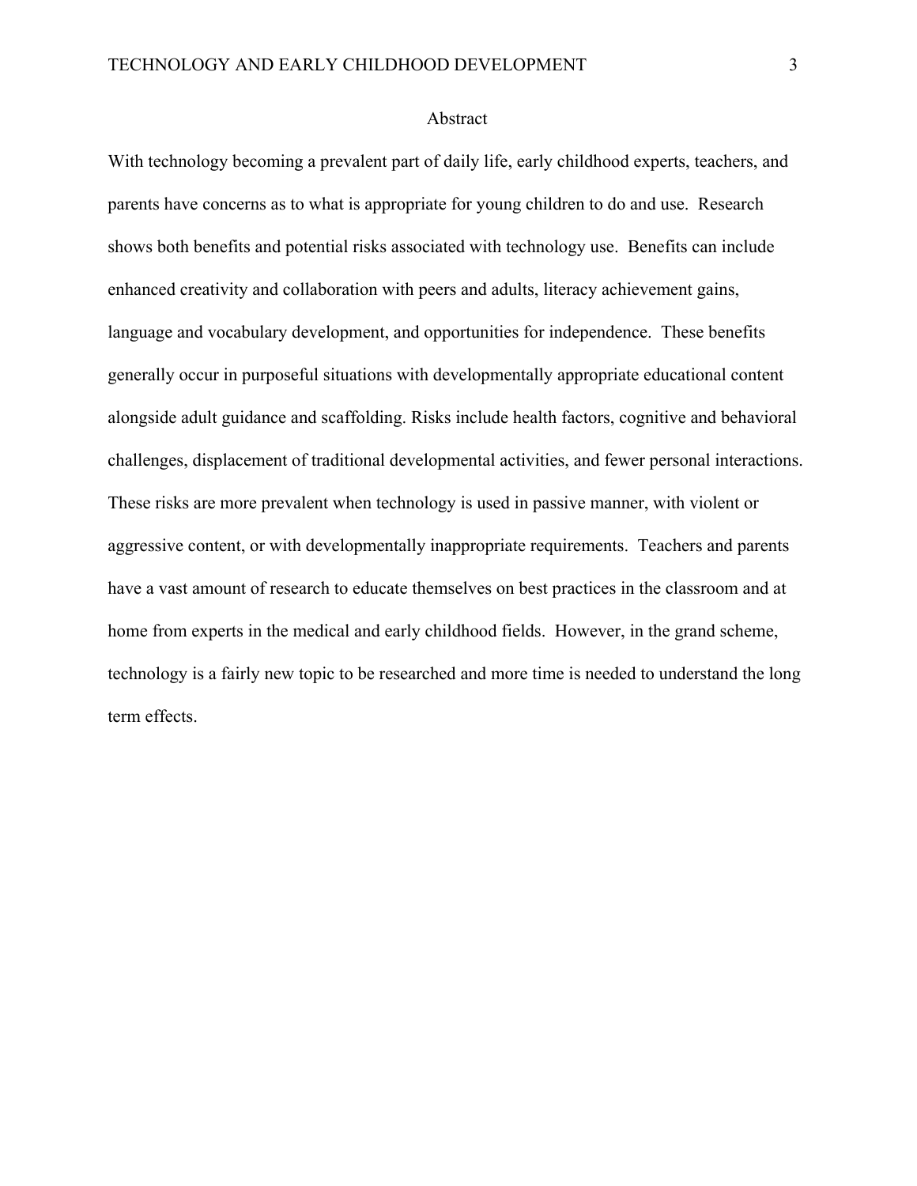# Abstract

With technology becoming a prevalent part of daily life, early childhood experts, teachers, and parents have concerns as to what is appropriate for young children to do and use. Research shows both benefits and potential risks associated with technology use. Benefits can include enhanced creativity and collaboration with peers and adults, literacy achievement gains, language and vocabulary development, and opportunities for independence. These benefits generally occur in purposeful situations with developmentally appropriate educational content alongside adult guidance and scaffolding. Risks include health factors, cognitive and behavioral challenges, displacement of traditional developmental activities, and fewer personal interactions. These risks are more prevalent when technology is used in passive manner, with violent or aggressive content, or with developmentally inappropriate requirements. Teachers and parents have a vast amount of research to educate themselves on best practices in the classroom and at home from experts in the medical and early childhood fields. However, in the grand scheme, technology is a fairly new topic to be researched and more time is needed to understand the long term effects.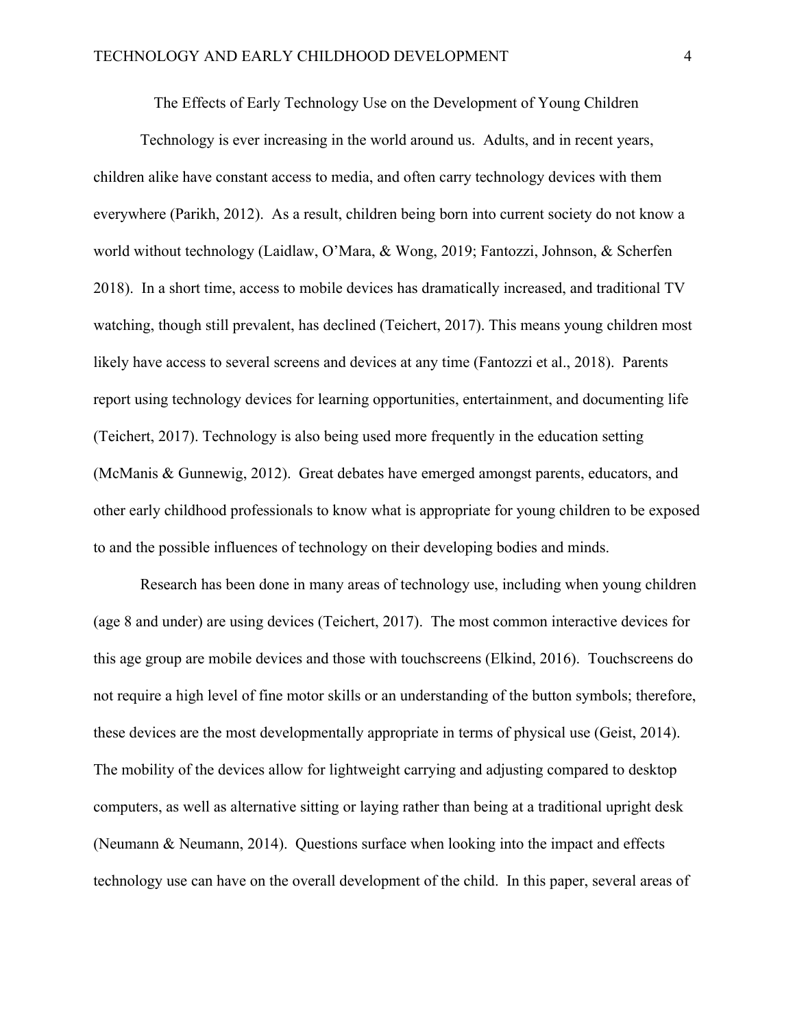# The Effects of Early Technology Use on the Development of Young Children

Technology is ever increasing in the world around us. Adults, and in recent years, children alike have constant access to media, and often carry technology devices with them everywhere (Parikh, 2012). As a result, children being born into current society do not know a world without technology (Laidlaw, O'Mara, & Wong, 2019; Fantozzi, Johnson, & Scherfen 2018). In a short time, access to mobile devices has dramatically increased, and traditional TV watching, though still prevalent, has declined (Teichert, 2017). This means young children most likely have access to several screens and devices at any time (Fantozzi et al., 2018). Parents report using technology devices for learning opportunities, entertainment, and documenting life (Teichert, 2017). Technology is also being used more frequently in the education setting (McManis & Gunnewig, 2012). Great debates have emerged amongst parents, educators, and other early childhood professionals to know what is appropriate for young children to be exposed to and the possible influences of technology on their developing bodies and minds.

Research has been done in many areas of technology use, including when young children (age 8 and under) are using devices (Teichert, 2017). The most common interactive devices for this age group are mobile devices and those with touchscreens (Elkind, 2016). Touchscreens do not require a high level of fine motor skills or an understanding of the button symbols; therefore, these devices are the most developmentally appropriate in terms of physical use (Geist, 2014). The mobility of the devices allow for lightweight carrying and adjusting compared to desktop computers, as well as alternative sitting or laying rather than being at a traditional upright desk (Neumann & Neumann, 2014). Questions surface when looking into the impact and effects technology use can have on the overall development of the child. In this paper, several areas of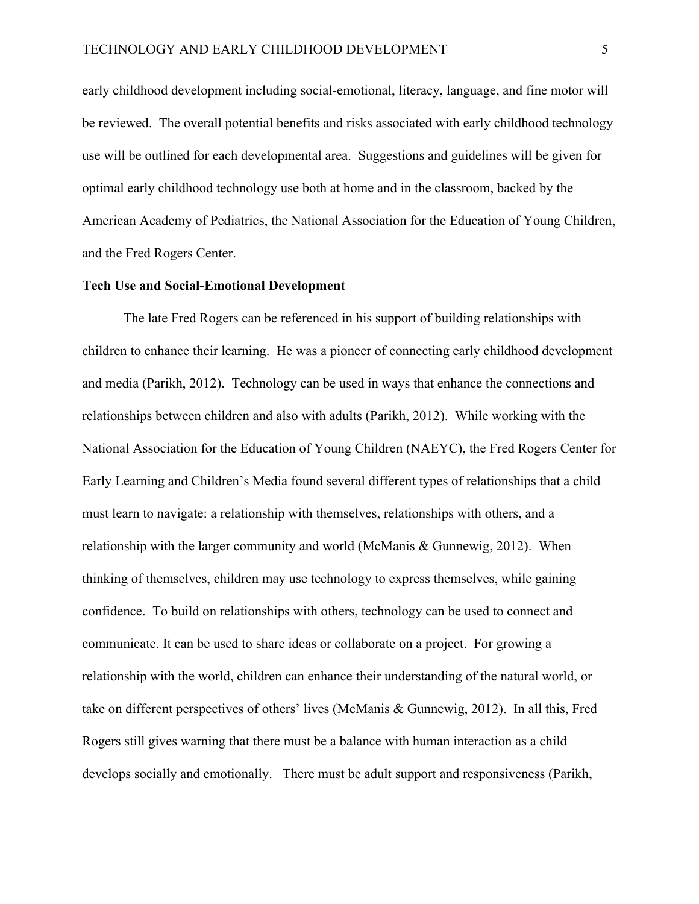early childhood development including social-emotional, literacy, language, and fine motor will be reviewed. The overall potential benefits and risks associated with early childhood technology use will be outlined for each developmental area. Suggestions and guidelines will be given for optimal early childhood technology use both at home and in the classroom, backed by the American Academy of Pediatrics, the National Association for the Education of Young Children, and the Fred Rogers Center.

**Tech Use and Social-Emotional Development**

The late Fred Rogers can be referenced in his support of building relationships with children to enhance their learning. He was a pioneer of connecting early childhood development and media (Parikh, 2012). Technology can be used in ways that enhance the connections and relationships between children and also with adults (Parikh, 2012). While working with the National Association for the Education of Young Children (NAEYC), the Fred Rogers Center for Early Learning and Children's Media found several different types of relationships that a child must learn to navigate: a relationship with themselves, relationships with others, and a relationship with the larger community and world (McManis & Gunnewig, 2012). When thinking of themselves, children may use technology to express themselves, while gaining confidence. To build on relationships with others, technology can be used to connect and communicate. It can be used to share ideas or collaborate on a project. For growing a relationship with the world, children can enhance their understanding of the natural world, or take on different perspectives of others' lives (McManis & Gunnewig, 2012). In all this, Fred Rogers still gives warning that there must be a balance with human interaction as a child develops socially and emotionally. There must be adult support and responsiveness (Parikh,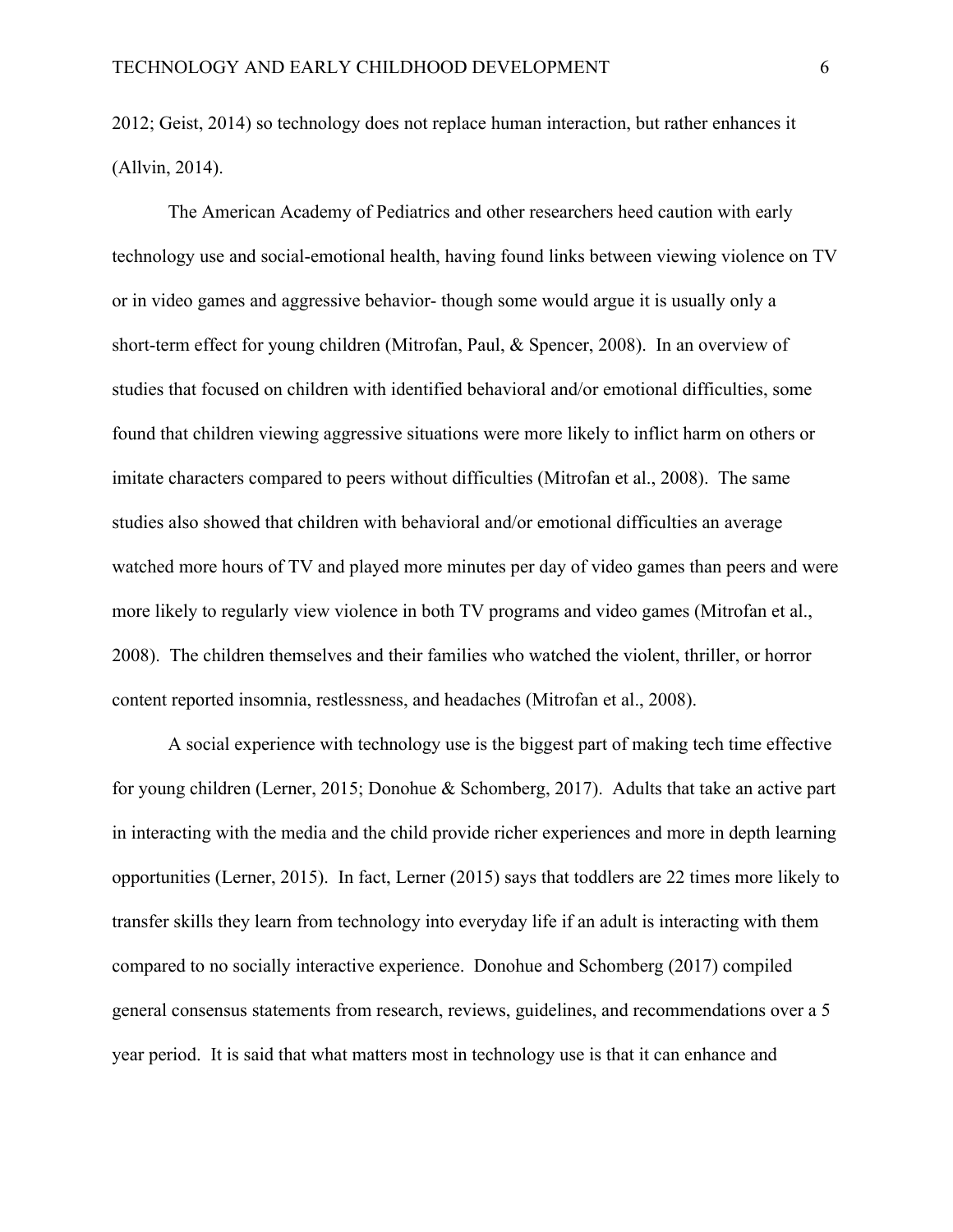2012; Geist, 2014) so technology does not replace human interaction, but rather enhances it (Allvin, 2014).

The American Academy of Pediatrics and other researchers heed caution with early technology use and social-emotional health, having found links between viewing violence on TV or in video games and aggressive behavior- though some would argue it is usually only a short-term effect for young children (Mitrofan, Paul, & Spencer, 2008). In an overview of studies that focused on children with identified behavioral and/or emotional difficulties, some found that children viewing aggressive situations were more likely to inflict harm on others or imitate characters compared to peers without difficulties (Mitrofan et al., 2008). The same studies also showed that children with behavioral and/or emotional difficulties an average watched more hours of TV and played more minutes per day of video games than peers and were more likely to regularly view violence in both TV programs and video games (Mitrofan et al., 2008). The children themselves and their families who watched the violent, thriller, or horror content reported insomnia, restlessness, and headaches (Mitrofan et al., 2008).

A social experience with technology use is the biggest part of making tech time effective for young children (Lerner, 2015; Donohue & Schomberg, 2017). Adults that take an active part in interacting with the media and the child provide richer experiences and more in depth learning opportunities (Lerner, 2015). In fact, Lerner (2015) says that toddlers are 22 times more likely to transfer skills they learn from technology into everyday life if an adult is interacting with them compared to no socially interactive experience. Donohue and Schomberg (2017) compiled general consensus statements from research, reviews, guidelines, and recommendations over a 5 year period. It is said that what matters most in technology use is that it can enhance and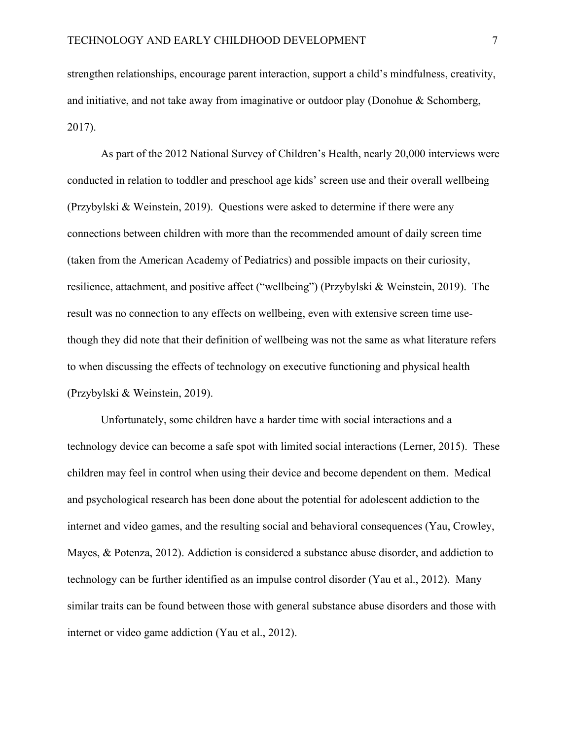strengthen relationships, encourage parent interaction, support a child's mindfulness, creativity, and initiative, and not take away from imaginative or outdoor play (Donohue & Schomberg, 2017).

As part of the 2012 National Survey of Children's Health, nearly 20,000 interviews were conducted in relation to toddler and preschool age kids' screen use and their overall wellbeing (Przybylski & Weinstein, 2019). Questions were asked to determine if there were any connections between children with more than the recommended amount of daily screen time (taken from the American Academy of Pediatrics) and possible impacts on their curiosity, resilience, attachment, and positive affect ("wellbeing") (Przybylski & Weinstein, 2019). The result was no connection to any effects on wellbeing, even with extensive screen time use- though they did note that their definition of wellbeing was not the same as what literature refers to when discussing the effects of technology on executive functioning and physical health (Przybylski & Weinstein, 2019).

Unfortunately, some children have a harder time with social interactions and a technology device can become a safe spot with limited social interactions (Lerner, 2015). These children may feel in control when using their device and become dependent on them. Medical and psychological research has been done about the potential for adolescent addiction to the internet and video games, and the resulting social and behavioral consequences (Yau, Crowley, Mayes, & Potenza, 2012). Addiction is considered a substance abuse disorder, and addiction to technology can be further identified as an impulse control disorder (Yau et al., 2012). Many similar traits can be found between those with general substance abuse disorders and those with internet or video game addiction (Yau et al., 2012).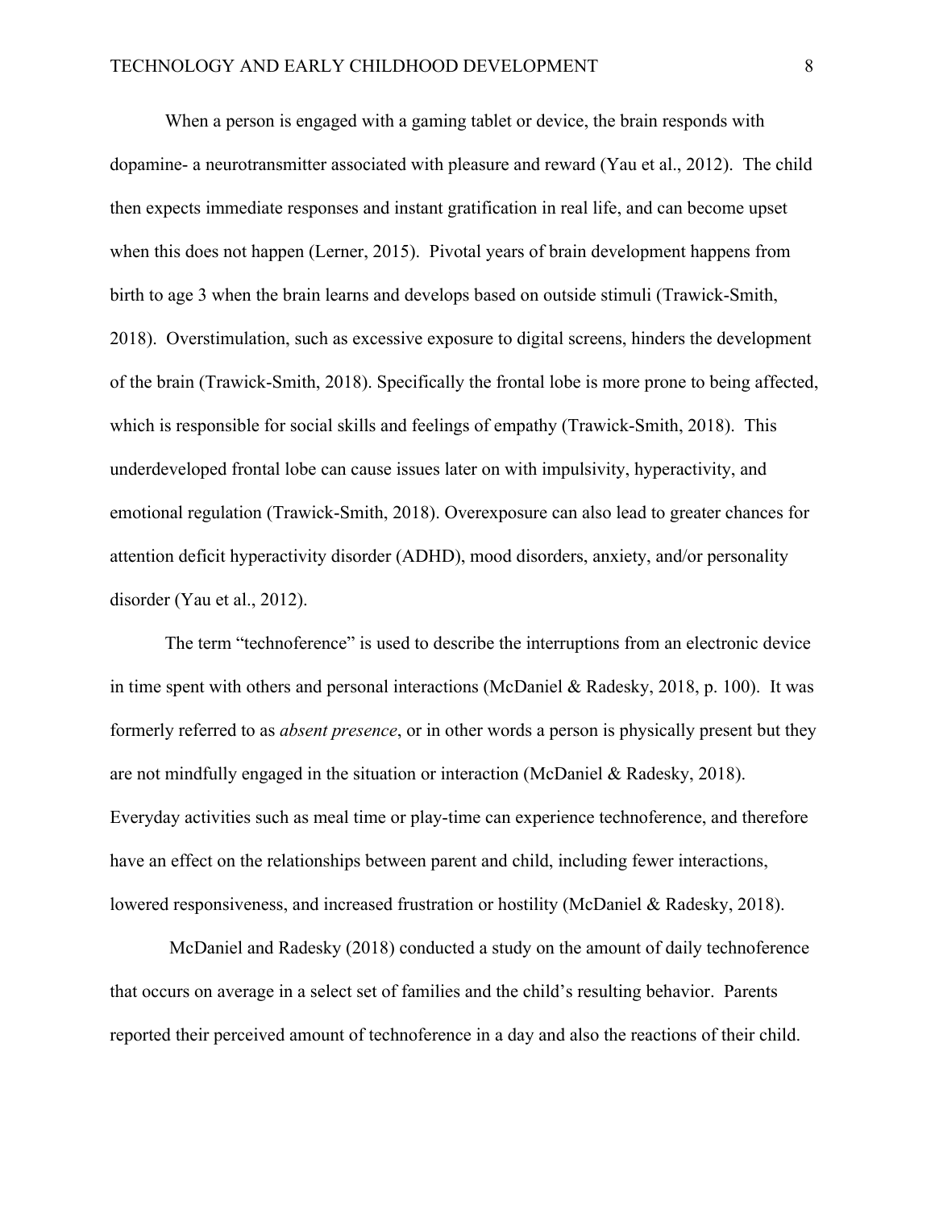When a person is engaged with a gaming tablet or device, the brain responds with dopamine- a neurotransmitter associated with pleasure and reward (Yau et al., 2012). The child then expects immediate responses and instant gratification in real life, and can become upset when this does not happen (Lerner, 2015). Pivotal years of brain development happens from birth to age 3 when the brain learns and develops based on outside stimuli (Trawick-Smith, 2018). Overstimulation, such as excessive exposure to digital screens, hinders the development of the brain (Trawick-Smith, 2018). Specifically the frontal lobe is more prone to being affected, which is responsible for social skills and feelings of empathy (Trawick-Smith, 2018). This underdeveloped frontal lobe can cause issues later on with impulsivity, hyperactivity, and emotional regulation (Trawick-Smith, 2018). Overexposure can also lead to greater chances for attention deficit hyperactivity disorder (ADHD), mood disorders, anxiety, and/or personality disorder (Yau et al., 2012).

The term "technoference" is used to describe the interruptions from an electronic device in time spent with others and personal interactions (McDaniel & Radesky, 2018, p. 100). It was formerly referred to as *absent presence*, or in other words a person is physically present but they are not mindfully engaged in the situation or interaction (McDaniel & Radesky, 2018). Everyday activities such as meal time or play-time can experience technoference, and therefore have an effect on the relationships between parent and child, including fewer interactions, lowered responsiveness, and increased frustration or hostility (McDaniel & Radesky, 2018).

McDaniel and Radesky (2018) conducted a study on the amount of daily technoference that occurs on average in a select set of families and the child's resulting behavior. Parents reported their perceived amount of technoference in a day and also the reactions of their child.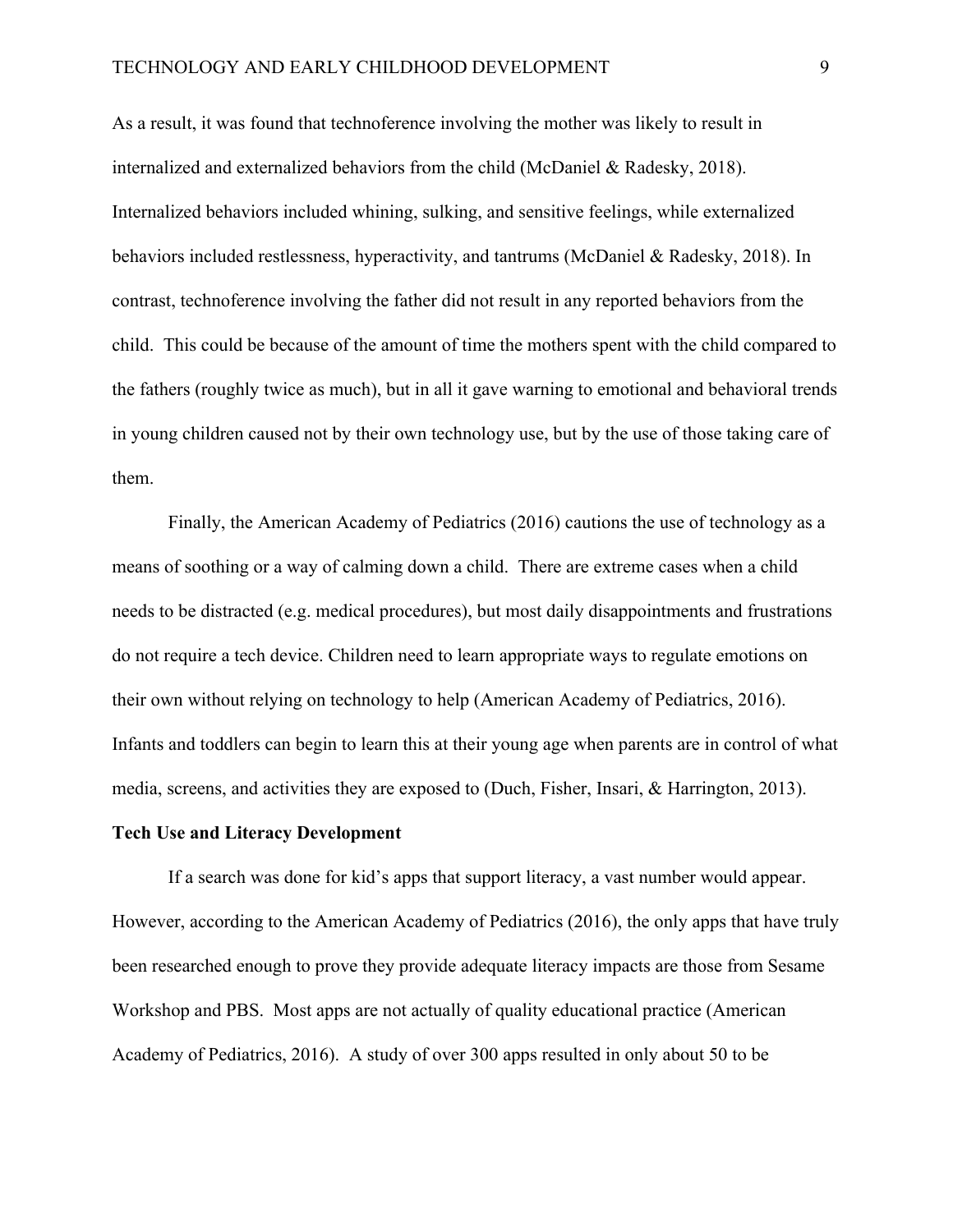As a result, it was found that technoference involving the mother was likely to result in internalized and externalized behaviors from the child (McDaniel & Radesky, 2018). Internalized behaviors included whining, sulking, and sensitive feelings, while externalized behaviors included restlessness, hyperactivity, and tantrums (McDaniel & Radesky, 2018). In contrast, technoference involving the father did not result in any reported behaviors from the child. This could be because of the amount of time the mothers spent with the child compared to the fathers (roughly twice as much), but in all it gave warning to emotional and behavioral trends in young children caused not by their own technology use, but by the use of those taking care of them.

Finally, the American Academy of Pediatrics (2016) cautions the use of technology as a means of soothing or a way of calming down a child. There are extreme cases when a child needs to be distracted (e.g. medical procedures), but most daily disappointments and frustrations do not require a tech device. Children need to learn appropriate ways to regulate emotions on their own without relying on technology to help (American Academy of Pediatrics, 2016). Infants and toddlers can begin to learn this at their young age when parents are in control of what media, screens, and activities they are exposed to (Duch, Fisher, Insari, & Harrington, 2013).

**Tech Use and Literacy Development**

If a search was done for kid's apps that support literacy, a vast number would appear. However, according to the American Academy of Pediatrics (2016), the only apps that have truly been researched enough to prove they provide adequate literacy impacts are those from Sesame Workshop and PBS. Most apps are not actually of quality educational practice (American Academy of Pediatrics, 2016). A study of over 300 apps resulted in only about 50 to be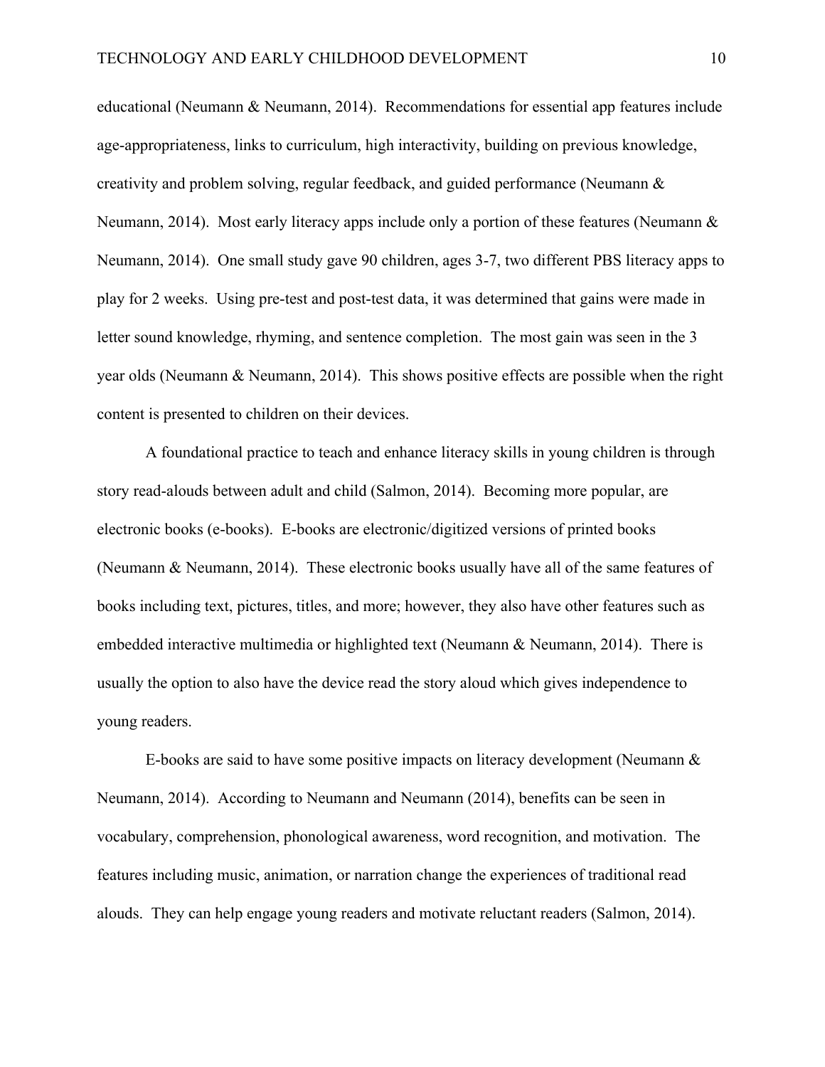educational (Neumann & Neumann, 2014). Recommendations for essential app features include age-appropriateness, links to curriculum, high interactivity, building on previous knowledge, creativity and problem solving, regular feedback, and guided performance (Neumann & Neumann, 2014). Most early literacy apps include only a portion of these features (Neumann & Neumann, 2014). One small study gave 90 children, ages 3-7, two different PBS literacy apps to play for 2 weeks. Using pre-test and post-test data, it was determined that gains were made in letter sound knowledge, rhyming, and sentence completion. The most gain was seen in the 3 year olds (Neumann & Neumann, 2014). This shows positive effects are possible when the right content is presented to children on their devices.

A foundational practice to teach and enhance literacy skills in young children is through story read-alouds between adult and child (Salmon, 2014). Becoming more popular, are electronic books (e-books). E-books are electronic/digitized versions of printed books (Neumann & Neumann, 2014). These electronic books usually have all of the same features of books including text, pictures, titles, and more; however, they also have other features such as embedded interactive multimedia or highlighted text (Neumann & Neumann, 2014). There is usually the option to also have the device read the story aloud which gives independence to young readers.

E-books are said to have some positive impacts on literacy development (Neumann & Neumann, 2014). According to Neumann and Neumann (2014), benefits can be seen in vocabulary, comprehension, phonological awareness, word recognition, and motivation. The features including music, animation, or narration change the experiences of traditional read alouds. They can help engage young readers and motivate reluctant readers (Salmon, 2014).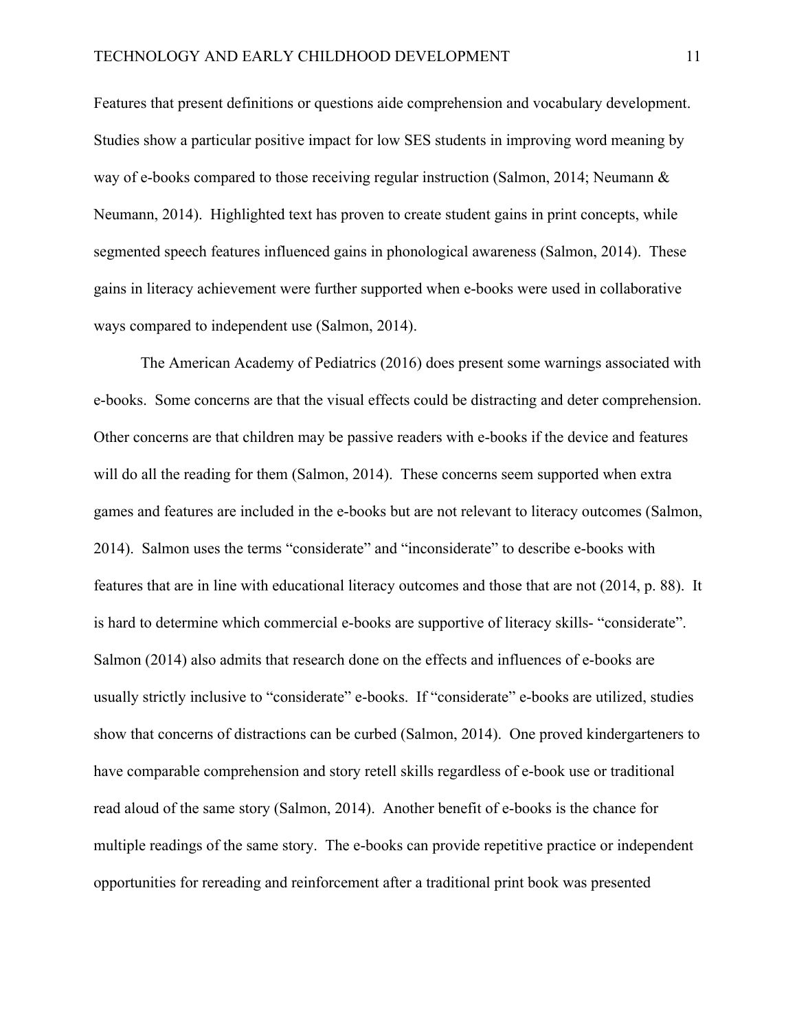Features that present definitions or questions aide comprehension and vocabulary development. Studies show a particular positive impact for low SES students in improving word meaning by way of e-books compared to those receiving regular instruction (Salmon, 2014; Neumann & Neumann, 2014). Highlighted text has proven to create student gains in print concepts, while segmented speech features influenced gains in phonological awareness (Salmon, 2014). These gains in literacy achievement were further supported when e-books were used in collaborative ways compared to independent use (Salmon, 2014).

The American Academy of Pediatrics (2016) does present some warnings associated with e-books. Some concerns are that the visual effects could be distracting and deter comprehension. Other concerns are that children may be passive readers with e-books if the device and features will do all the reading for them (Salmon, 2014). These concerns seem supported when extra games and features are included in the e-books but are not relevant to literacy outcomes (Salmon, 2014). Salmon uses the terms "considerate" and "inconsiderate" to describe e-books with features that are in line with educational literacy outcomes and those that are not (2014, p. 88). It is hard to determine which commercial e-books are supportive of literacy skills- "considerate". Salmon (2014) also admits that research done on the effects and influences of e-books are usually strictly inclusive to "considerate" e-books. If "considerate" e-books are utilized, studies show that concerns of distractions can be curbed (Salmon, 2014). One proved kindergarteners to have comparable comprehension and story retell skills regardless of e-book use or traditional read aloud of the same story (Salmon, 2014). Another benefit of e-books is the chance for multiple readings of the same story. The e-books can provide repetitive practice or independent opportunities for rereading and reinforcement after a traditional print book was presented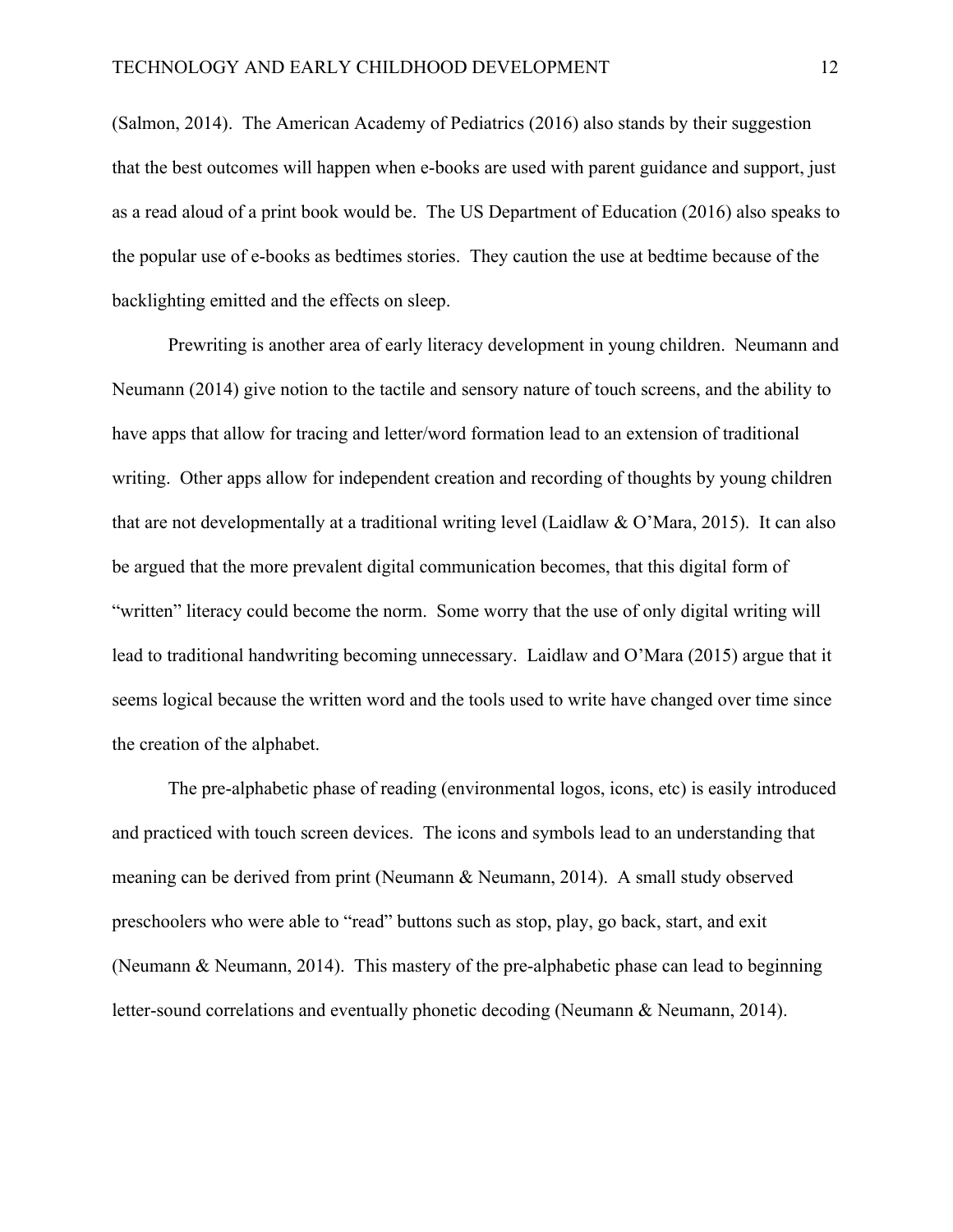(Salmon, 2014). The American Academy of Pediatrics (2016) also stands by their suggestion that the best outcomes will happen when e-books are used with parent guidance and support, just as a read aloud of a print book would be. The US Department of Education (2016) also speaks to the popular use of e-books as bedtimes stories. They caution the use at bedtime because of the backlighting emitted and the effects on sleep.

Prewriting is another area of early literacy development in young children. Neumann and Neumann (2014) give notion to the tactile and sensory nature of touch screens, and the ability to have apps that allow for tracing and letter/word formation lead to an extension of traditional writing. Other apps allow for independent creation and recording of thoughts by young children that are not developmentally at a traditional writing level (Laidlaw & O'Mara, 2015). It can also be argued that the more prevalent digital communication becomes, that this digital form of "written" literacy could become the norm. Some worry that the use of only digital writing will lead to traditional handwriting becoming unnecessary. Laidlaw and O'Mara (2015) argue that it seems logical because the written word and the tools used to write have changed over time since the creation of the alphabet.

The pre-alphabetic phase of reading (environmental logos, icons, etc) is easily introduced and practiced with touch screen devices. The icons and symbols lead to an understanding that meaning can be derived from print (Neumann & Neumann, 2014). A small study observed preschoolers who were able to "read" buttons such as stop, play, go back, start, and exit (Neumann & Neumann, 2014). This mastery of the pre-alphabetic phase can lead to beginning letter-sound correlations and eventually phonetic decoding (Neumann & Neumann, 2014).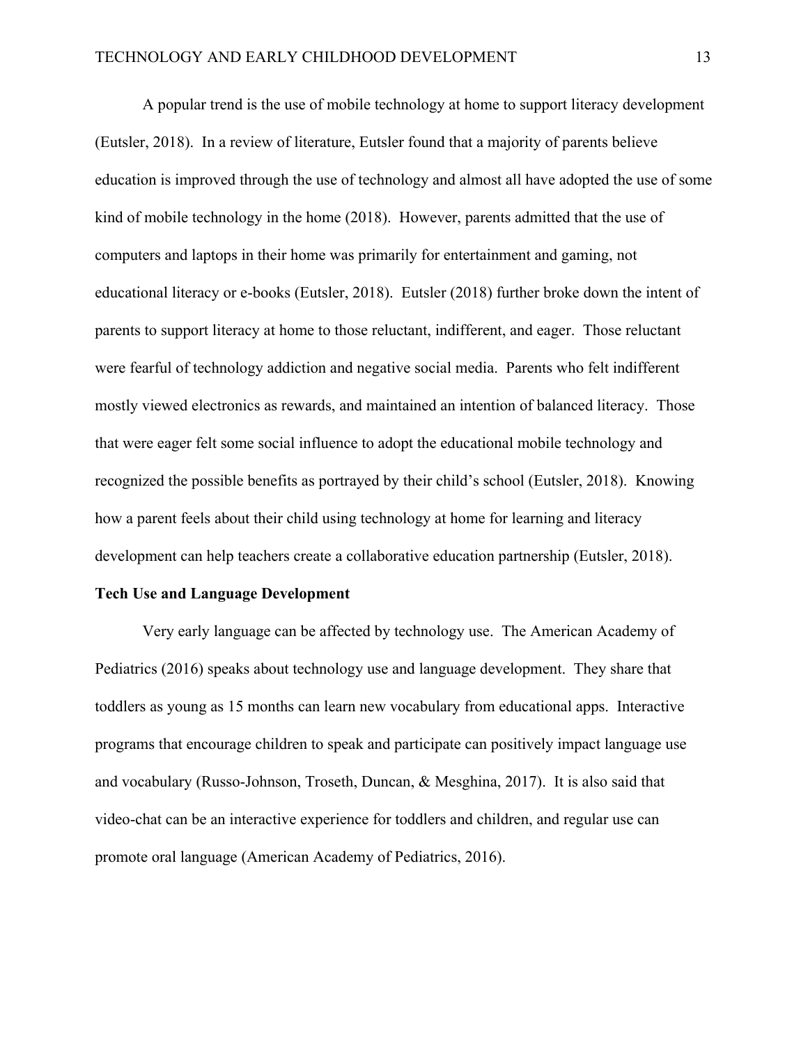A popular trend is the use of mobile technology at home to support literacy development (Eutsler, 2018). In a review of literature, Eutsler found that a majority of parents believe education is improved through the use of technology and almost all have adopted the use of some kind of mobile technology in the home (2018). However, parents admitted that the use of computers and laptops in their home was primarily for entertainment and gaming, not educational literacy or e-books (Eutsler, 2018). Eutsler (2018) further broke down the intent of parents to support literacy at home to those reluctant, indifferent, and eager. Those reluctant were fearful of technology addiction and negative social media. Parents who felt indifferent mostly viewed electronics as rewards, and maintained an intention of balanced literacy. Those that were eager felt some social influence to adopt the educational mobile technology and recognized the possible benefits as portrayed by their child's school (Eutsler, 2018). Knowing how a parent feels about their child using technology at home for learning and literacy development can help teachers create a collaborative education partnership (Eutsler, 2018).

**Tech Use and Language Development**

Very early language can be affected by technology use. The American Academy of Pediatrics (2016) speaks about technology use and language development. They share that toddlers as young as 15 months can learn new vocabulary from educational apps. Interactive programs that encourage children to speak and participate can positively impact language use and vocabulary (Russo-Johnson, Troseth, Duncan, & Mesghina, 2017). It is also said that video-chat can be an interactive experience for toddlers and children, and regular use can promote oral language (American Academy of Pediatrics, 2016).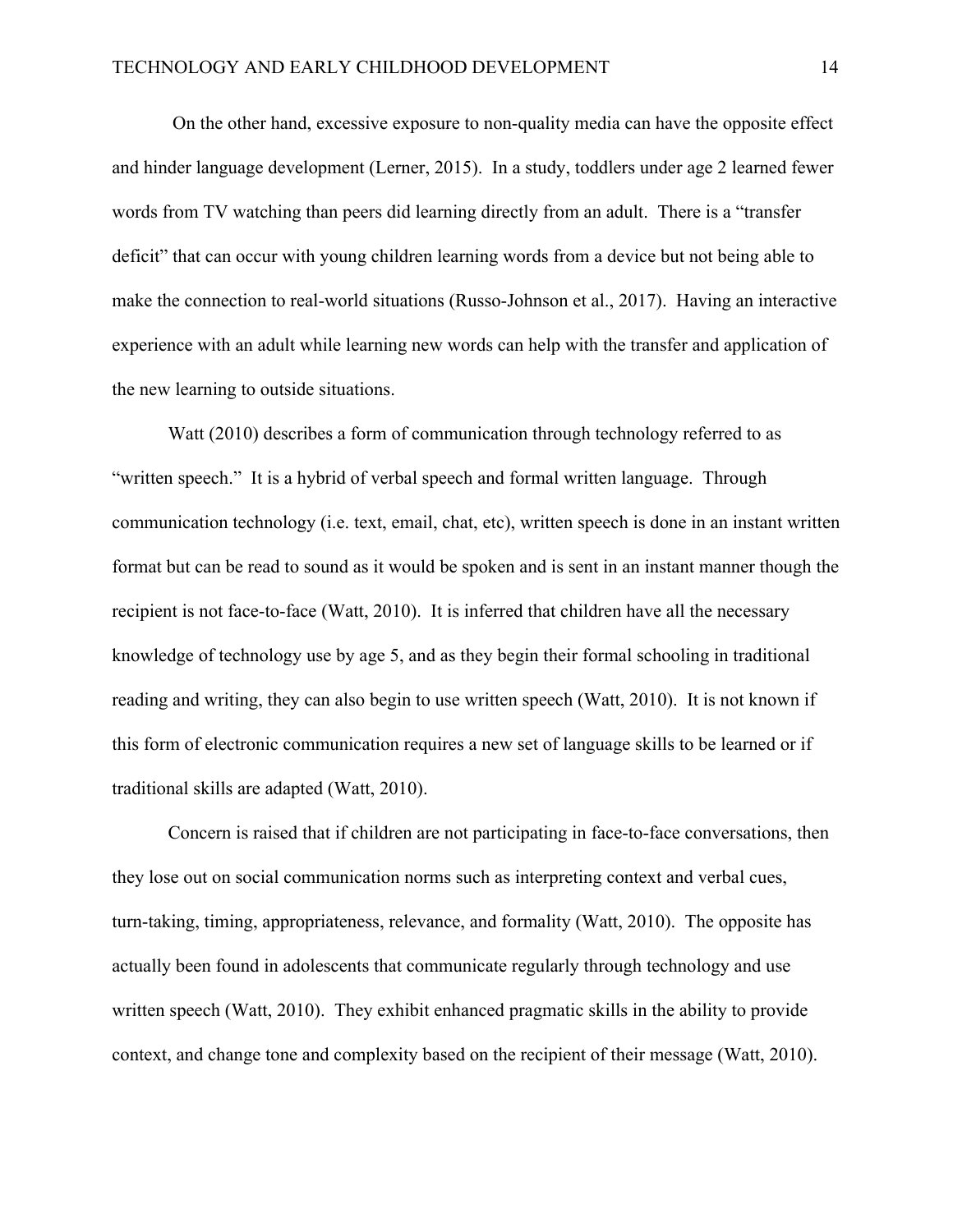On the other hand, excessive exposure to non-quality media can have the opposite effect and hinder language development (Lerner, 2015). In a study, toddlers under age 2 learned fewer words from TV watching than peers did learning directly from an adult. There is a "transfer deficit" that can occur with young children learning words from a device but not being able to make the connection to real-world situations (Russo-Johnson et al., 2017). Having an interactive experience with an adult while learning new words can help with the transfer and application of the new learning to outside situations.

Watt (2010) describes a form of communication through technology referred to as "written speech." It is a hybrid of verbal speech and formal written language. Through communication technology (i.e. text, email, chat, etc), written speech is done in an instant written format but can be read to sound as it would be spoken and is sent in an instant manner though the recipient is not face-to-face (Watt, 2010). It is inferred that children have all the necessary knowledge of technology use by age 5, and as they begin their formal schooling in traditional reading and writing, they can also begin to use written speech (Watt, 2010). It is not known if this form of electronic communication requires a new set of language skills to be learned or if traditional skills are adapted (Watt, 2010).

Concern is raised that if children are not participating in face-to-face conversations, then they lose out on social communication norms such as interpreting context and verbal cues, turn-taking, timing, appropriateness, relevance, and formality (Watt, 2010). The opposite has actually been found in adolescents that communicate regularly through technology and use written speech (Watt, 2010). They exhibit enhanced pragmatic skills in the ability to provide context, and change tone and complexity based on the recipient of their message (Watt, 2010).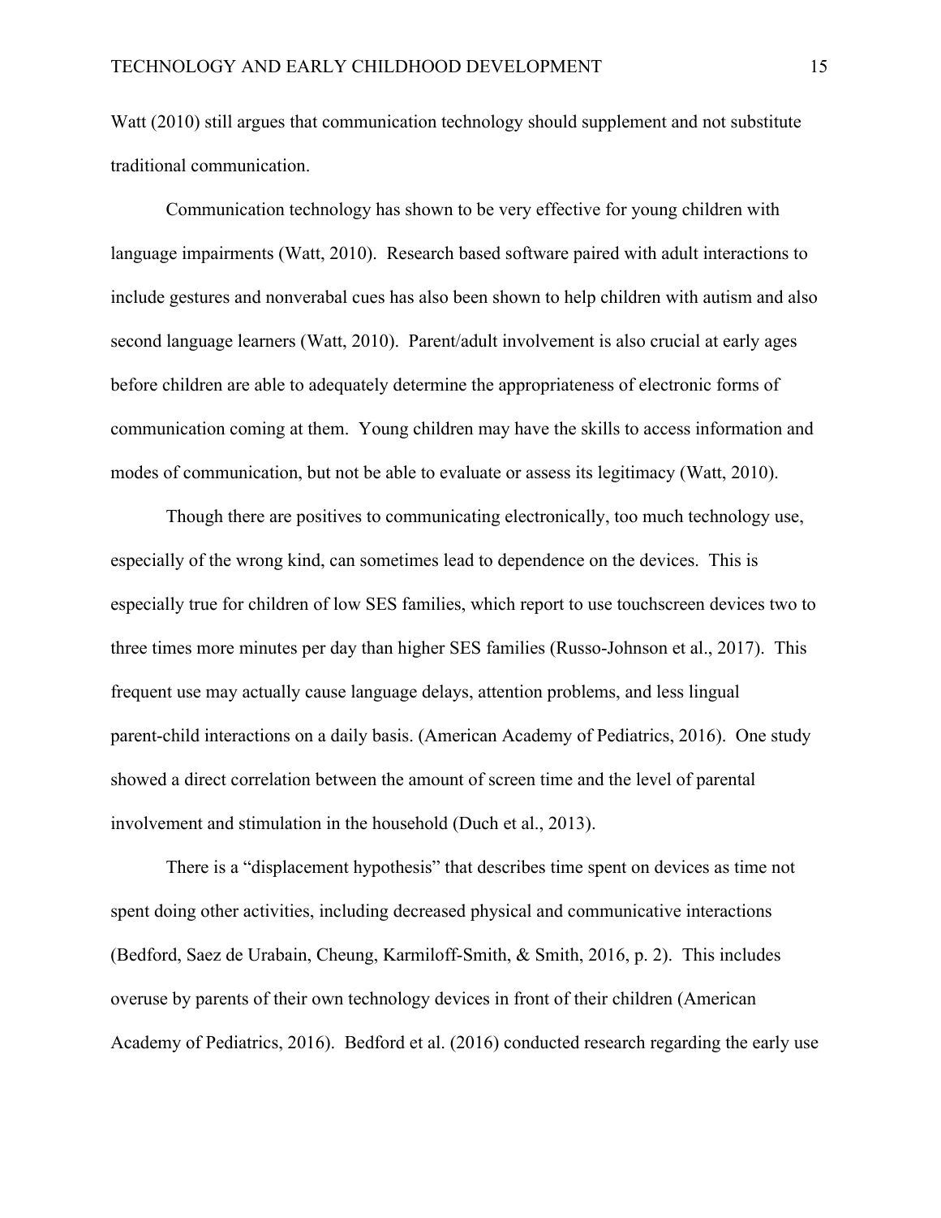Watt (2010) still argues that communication technology should supplement and not substitute traditional communication.

Communication technology has shown to be very effective for young children with language impairments (Watt, 2010). Research based software paired with adult interactions to include gestures and nonverabal cues has also been shown to help children with autism and also second language learners (Watt, 2010). Parent/adult involvement is also crucial at early ages before children are able to adequately determine the appropriateness of electronic forms of communication coming at them. Young children may have the skills to access information and modes of communication, but not be able to evaluate or assess its legitimacy (Watt, 2010).

Though there are positives to communicating electronically, too much technology use, especially of the wrong kind, can sometimes lead to dependence on the devices. This is especially true for children of low SES families, which report to use touchscreen devices two to three times more minutes per day than higher SES families (Russo-Johnson et al., 2017). This frequent use may actually cause language delays, attention problems, and less lingual parent-child interactions on a daily basis. (American Academy of Pediatrics, 2016). One study showed a direct correlation between the amount of screen time and the level of parental involvement and stimulation in the household (Duch et al., 2013).

There is a "displacement hypothesis" that describes time spent on devices as time not spent doing other activities, including decreased physical and communicative interactions (Bedford, Saez de Urabain, Cheung, Karmiloff-Smith, & Smith, 2016, p. 2). This includes overuse by parents of their own technology devices in front of their children (American Academy of Pediatrics, 2016). Bedford et al. (2016) conducted research regarding the early use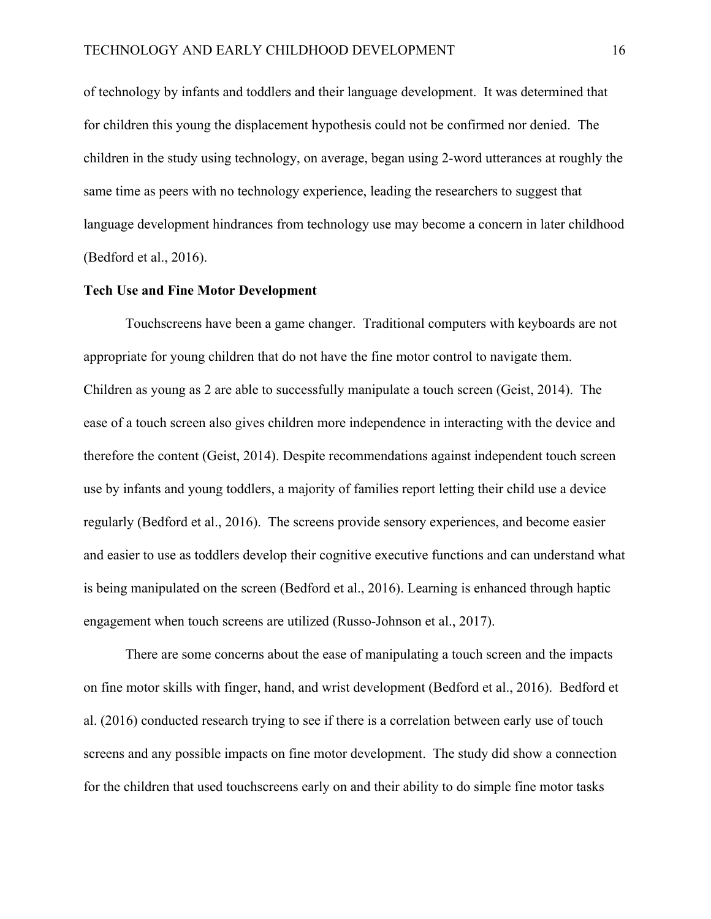of technology by infants and toddlers and their language development. It was determined that for children this young the displacement hypothesis could not be confirmed nor denied. The children in the study using technology, on average, began using 2-word utterances at roughly the same time as peers with no technology experience, leading the researchers to suggest that language development hindrances from technology use may become a concern in later childhood (Bedford et al., 2016).

**Tech Use and Fine Motor Development**

Touchscreens have been a game changer. Traditional computers with keyboards are not appropriate for young children that do not have the fine motor control to navigate them. Children as young as 2 are able to successfully manipulate a touch screen (Geist, 2014). The ease of a touch screen also gives children more independence in interacting with the device and therefore the content (Geist, 2014). Despite recommendations against independent touch screen use by infants and young toddlers, a majority of families report letting their child use a device regularly (Bedford et al., 2016). The screens provide sensory experiences, and become easier and easier to use as toddlers develop their cognitive executive functions and can understand what is being manipulated on the screen (Bedford et al., 2016). Learning is enhanced through haptic engagement when touch screens are utilized (Russo-Johnson et al., 2017).

There are some concerns about the ease of manipulating a touch screen and the impacts on fine motor skills with finger, hand, and wrist development (Bedford et al., 2016). Bedford et al. (2016) conducted research trying to see if there is a correlation between early use of touch screens and any possible impacts on fine motor development. The study did show a connection for the children that used touchscreens early on and their ability to do simple fine motor tasks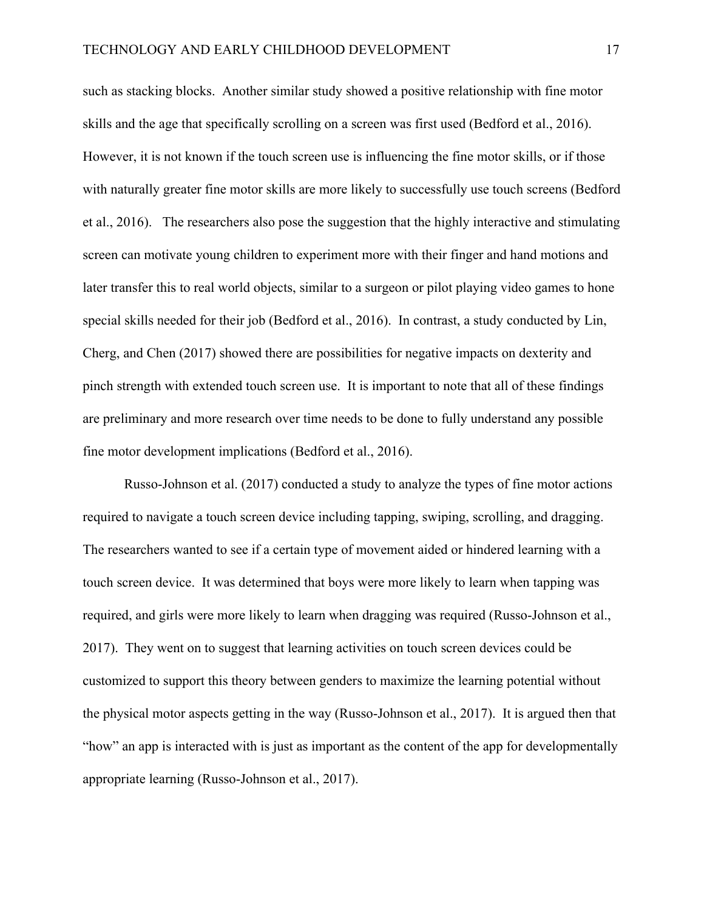such as stacking blocks. Another similar study showed a positive relationship with fine motor skills and the age that specifically scrolling on a screen was first used (Bedford et al., 2016). However, it is not known if the touch screen use is influencing the fine motor skills, or if those with naturally greater fine motor skills are more likely to successfully use touch screens (Bedford et al., 2016). The researchers also pose the suggestion that the highly interactive and stimulating screen can motivate young children to experiment more with their finger and hand motions and later transfer this to real world objects, similar to a surgeon or pilot playing video games to hone special skills needed for their job (Bedford et al., 2016). In contrast, a study conducted by Lin, Cherg, and Chen (2017) showed there are possibilities for negative impacts on dexterity and pinch strength with extended touch screen use. It is important to note that all of these findings are preliminary and more research over time needs to be done to fully understand any possible fine motor development implications (Bedford et al., 2016).

Russo-Johnson et al. (2017) conducted a study to analyze the types of fine motor actions required to navigate a touch screen device including tapping, swiping, scrolling, and dragging. The researchers wanted to see if a certain type of movement aided or hindered learning with a touch screen device. It was determined that boys were more likely to learn when tapping was required, and girls were more likely to learn when dragging was required (Russo-Johnson et al., 2017). They went on to suggest that learning activities on touch screen devices could be customized to support this theory between genders to maximize the learning potential without the physical motor aspects getting in the way (Russo-Johnson et al., 2017). It is argued then that "how" an app is interacted with is just as important as the content of the app for developmentally appropriate learning (Russo-Johnson et al., 2017).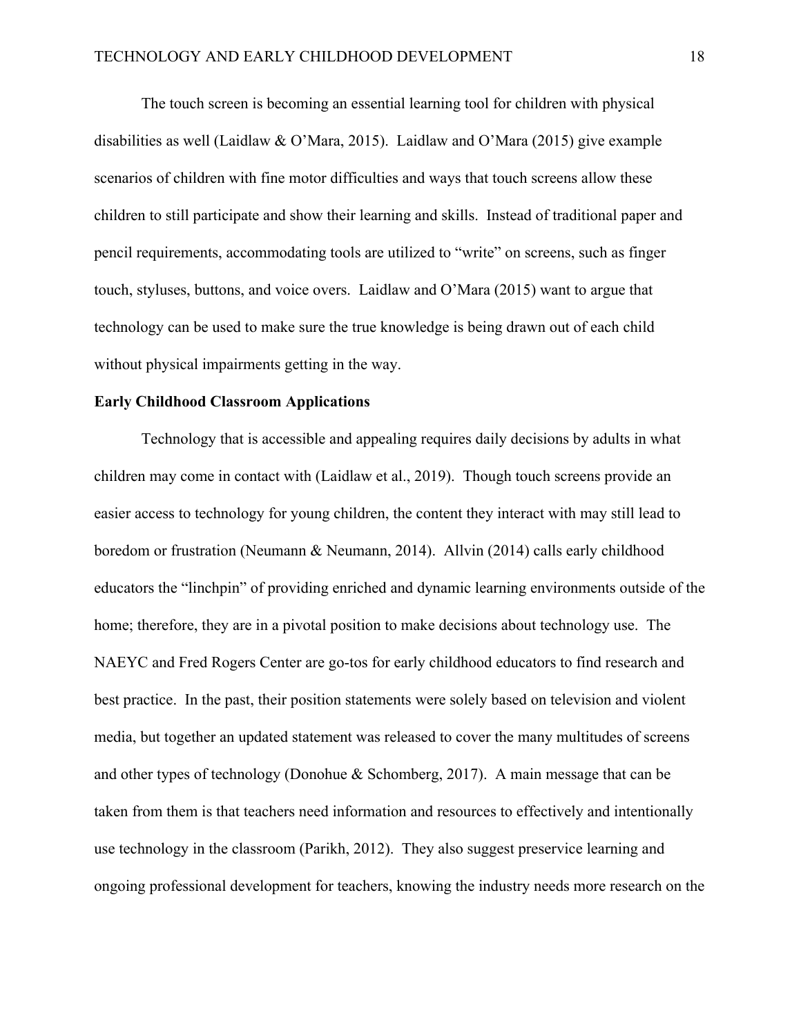The touch screen is becoming an essential learning tool for children with physical disabilities as well (Laidlaw & O'Mara, 2015). Laidlaw and O'Mara (2015) give example scenarios of children with fine motor difficulties and ways that touch screens allow these children to still participate and show their learning and skills. Instead of traditional paper and pencil requirements, accommodating tools are utilized to "write" on screens, such as finger touch, styluses, buttons, and voice overs. Laidlaw and O'Mara (2015) want to argue that technology can be used to make sure the true knowledge is being drawn out of each child without physical impairments getting in the way.

**Early Childhood Classroom Applications**

Technology that is accessible and appealing requires daily decisions by adults in what children may come in contact with (Laidlaw et al., 2019). Though touch screens provide an easier access to technology for young children, the content they interact with may still lead to boredom or frustration (Neumann & Neumann, 2014). Allvin (2014) calls early childhood educators the "linchpin" of providing enriched and dynamic learning environments outside of the home; therefore, they are in a pivotal position to make decisions about technology use. The NAEYC and Fred Rogers Center are go-tos for early childhood educators to find research and best practice. In the past, their position statements were solely based on television and violent media, but together an updated statement was released to cover the many multitudes of screens and other types of technology (Donohue & Schomberg, 2017). A main message that can be taken from them is that teachers need information and resources to effectively and intentionally use technology in the classroom (Parikh, 2012). They also suggest preservice learning and ongoing professional development for teachers, knowing the industry needs more research on the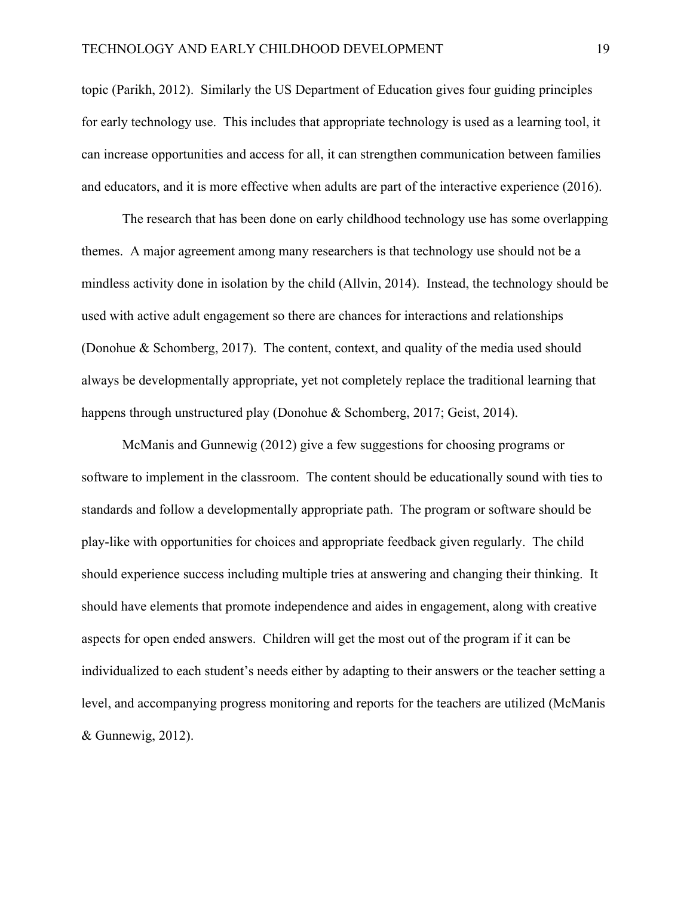topic (Parikh, 2012). Similarly the US Department of Education gives four guiding principles for early technology use. This includes that appropriate technology is used as a learning tool, it can increase opportunities and access for all, it can strengthen communication between families and educators, and it is more effective when adults are part of the interactive experience (2016).

The research that has been done on early childhood technology use has some overlapping themes. A major agreement among many researchers is that technology use should not be a mindless activity done in isolation by the child (Allvin, 2014). Instead, the technology should be used with active adult engagement so there are chances for interactions and relationships (Donohue & Schomberg, 2017). The content, context, and quality of the media used should always be developmentally appropriate, yet not completely replace the traditional learning that happens through unstructured play (Donohue & Schomberg, 2017; Geist, 2014).

McManis and Gunnewig (2012) give a few suggestions for choosing programs or software to implement in the classroom. The content should be educationally sound with ties to standards and follow a developmentally appropriate path. The program or software should be play-like with opportunities for choices and appropriate feedback given regularly. The child should experience success including multiple tries at answering and changing their thinking. It should have elements that promote independence and aides in engagement, along with creative aspects for open ended answers. Children will get the most out of the program if it can be individualized to each student's needs either by adapting to their answers or the teacher setting a level, and accompanying progress monitoring and reports for the teachers are utilized (McManis & Gunnewig, 2012).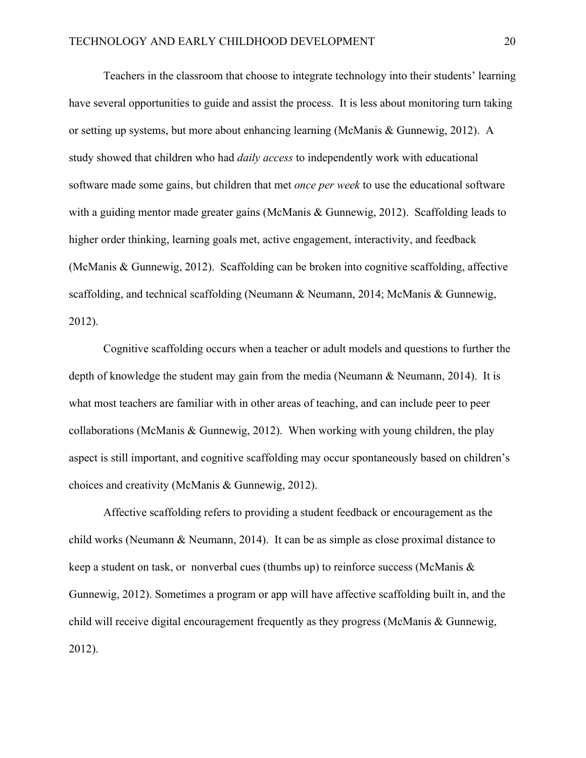Teachers in the classroom that choose to integrate technology into their students' learning have several opportunities to guide and assist the process. It is less about monitoring turn taking or setting up systems, but more about enhancing learning (McManis & Gunnewig, 2012). A study showed that children who had *daily access* to independently work with educational software made some gains, but children that met *once per week* to use the educational software with a guiding mentor made greater gains (McManis & Gunnewig, 2012). Scaffolding leads to higher order thinking, learning goals met, active engagement, interactivity, and feedback (McManis & Gunnewig, 2012). Scaffolding can be broken into cognitive scaffolding, affective scaffolding, and technical scaffolding (Neumann & Neumann, 2014; McManis & Gunnewig, 2012).

Cognitive scaffolding occurs when a teacher or adult models and questions to further the depth of knowledge the student may gain from the media (Neumann & Neumann, 2014). It is what most teachers are familiar with in other areas of teaching, and can include peer to peer collaborations (McManis & Gunnewig, 2012). When working with young children, the play aspect is still important, and cognitive scaffolding may occur spontaneously based on children's choices and creativity (McManis & Gunnewig, 2012).

Affective scaffolding refers to providing a student feedback or encouragement as the child works (Neumann & Neumann, 2014). It can be as simple as close proximal distance to keep a student on task, or nonverbal cues (thumbs up) to reinforce success (McManis & Gunnewig, 2012). Sometimes a program or app will have affective scaffolding built in, and the child will receive digital encouragement frequently as they progress (McManis & Gunnewig, 2012).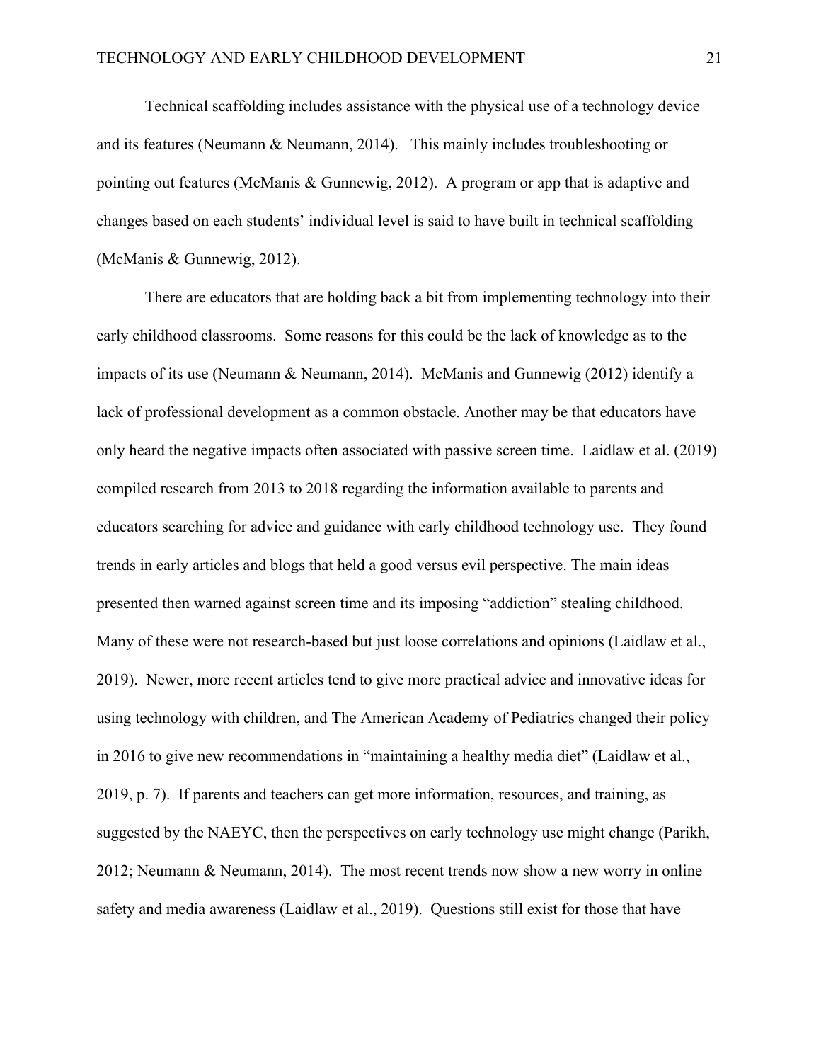Technical scaffolding includes assistance with the physical use of a technology device and its features (Neumann & Neumann, 2014). This mainly includes troubleshooting or pointing out features (McManis & Gunnewig, 2012). A program or app that is adaptive and changes based on each students' individual level is said to have built in technical scaffolding (McManis & Gunnewig, 2012).

There are educators that are holding back a bit from implementing technology into their early childhood classrooms. Some reasons for this could be the lack of knowledge as to the impacts of its use (Neumann & Neumann, 2014). McManis and Gunnewig (2012) identify a lack of professional development as a common obstacle. Another may be that educators have only heard the negative impacts often associated with passive screen time. Laidlaw et al. (2019) compiled research from 2013 to 2018 regarding the information available to parents and educators searching for advice and guidance with early childhood technology use. They found trends in early articles and blogs that held a good versus evil perspective. The main ideas presented then warned against screen time and its imposing "addiction" stealing childhood. Many of these were not research-based but just loose correlations and opinions (Laidlaw et al., 2019). Newer, more recent articles tend to give more practical advice and innovative ideas for using technology with children, and The American Academy of Pediatrics changed their policy in 2016 to give new recommendations in "maintaining a healthy media diet" (Laidlaw et al., 2019, p. 7). If parents and teachers can get more information, resources, and training, as suggested by the NAEYC, then the perspectives on early technology use might change (Parikh, 2012; Neumann & Neumann, 2014). The most recent trends now show a new worry in online safety and media awareness (Laidlaw et al., 2019). Questions still exist for those that have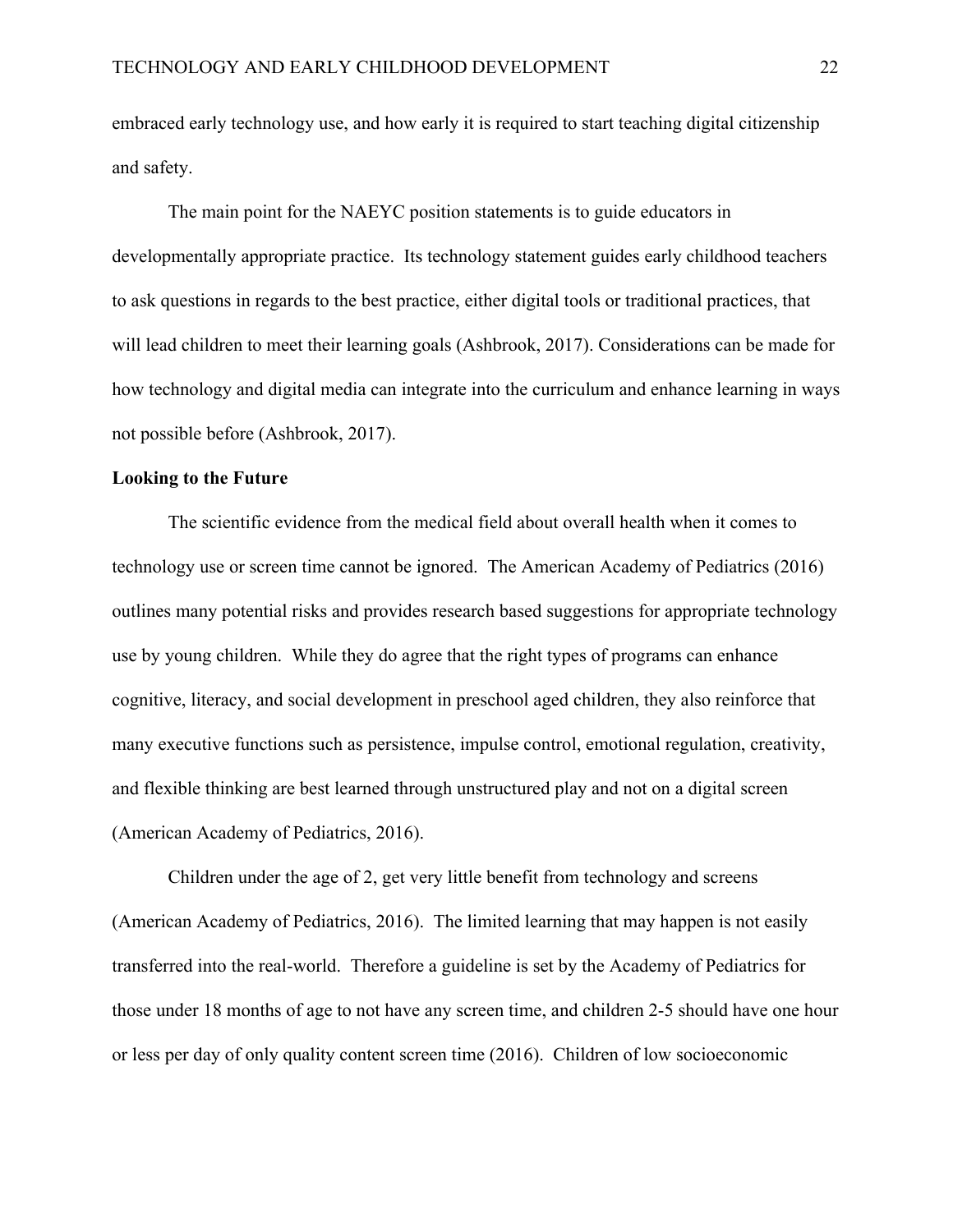embraced early technology use, and how early it is required to start teaching digital citizenship and safety.

The main point for the NAEYC position statements is to guide educators in developmentally appropriate practice. Its technology statement guides early childhood teachers to ask questions in regards to the best practice, either digital tools or traditional practices, that will lead children to meet their learning goals (Ashbrook, 2017). Considerations can be made for how technology and digital media can integrate into the curriculum and enhance learning in ways not possible before (Ashbrook, 2017).

**Looking to the Future**

The scientific evidence from the medical field about overall health when it comes to technology use or screen time cannot be ignored. The American Academy of Pediatrics (2016) outlines many potential risks and provides research based suggestions for appropriate technology use by young children. While they do agree that the right types of programs can enhance cognitive, literacy, and social development in preschool aged children, they also reinforce that many executive functions such as persistence, impulse control, emotional regulation, creativity, and flexible thinking are best learned through unstructured play and not on a digital screen (American Academy of Pediatrics, 2016).

Children under the age of 2, get very little benefit from technology and screens (American Academy of Pediatrics, 2016). The limited learning that may happen is not easily transferred into the real-world. Therefore a guideline is set by the Academy of Pediatrics for those under 18 months of age to not have any screen time, and children 2-5 should have one hour or less per day of only quality content screen time (2016). Children of low socioeconomic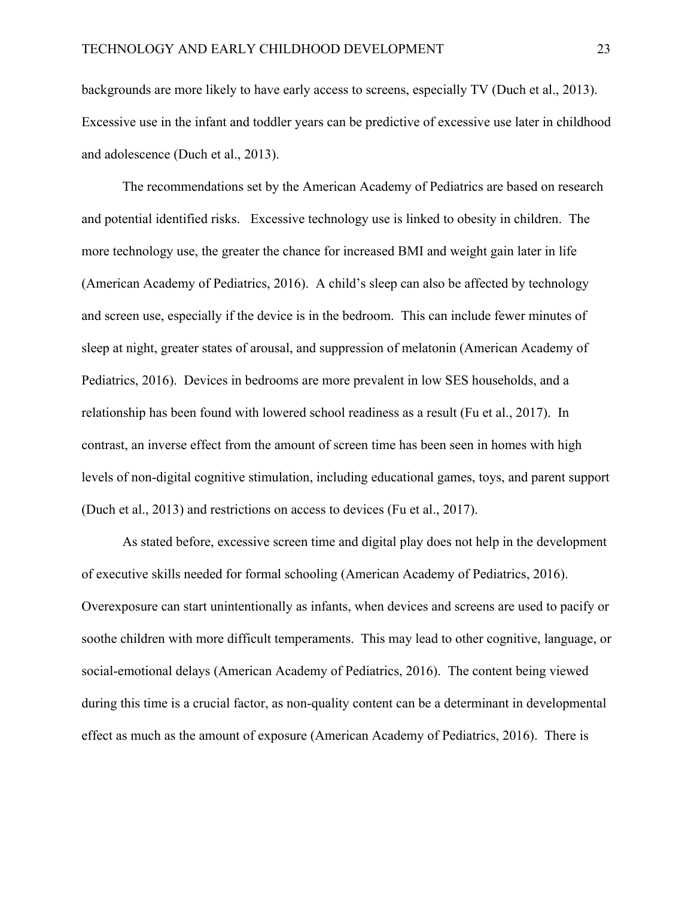backgrounds are more likely to have early access to screens, especially TV (Duch et al., 2013). Excessive use in the infant and toddler years can be predictive of excessive use later in childhood and adolescence (Duch et al., 2013).

The recommendations set by the American Academy of Pediatrics are based on research and potential identified risks. Excessive technology use is linked to obesity in children. The more technology use, the greater the chance for increased BMI and weight gain later in life (American Academy of Pediatrics, 2016). A child's sleep can also be affected by technology and screen use, especially if the device is in the bedroom. This can include fewer minutes of sleep at night, greater states of arousal, and suppression of melatonin (American Academy of Pediatrics, 2016). Devices in bedrooms are more prevalent in low SES households, and a relationship has been found with lowered school readiness as a result (Fu et al., 2017). In contrast, an inverse effect from the amount of screen time has been seen in homes with high levels of non-digital cognitive stimulation, including educational games, toys, and parent support (Duch et al., 2013) and restrictions on access to devices (Fu et al., 2017).

As stated before, excessive screen time and digital play does not help in the development of executive skills needed for formal schooling (American Academy of Pediatrics, 2016). Overexposure can start unintentionally as infants, when devices and screens are used to pacify or soothe children with more difficult temperaments. This may lead to other cognitive, language, or social-emotional delays (American Academy of Pediatrics, 2016). The content being viewed during this time is a crucial factor, as non-quality content can be a determinant in developmental effect as much as the amount of exposure (American Academy of Pediatrics, 2016). There is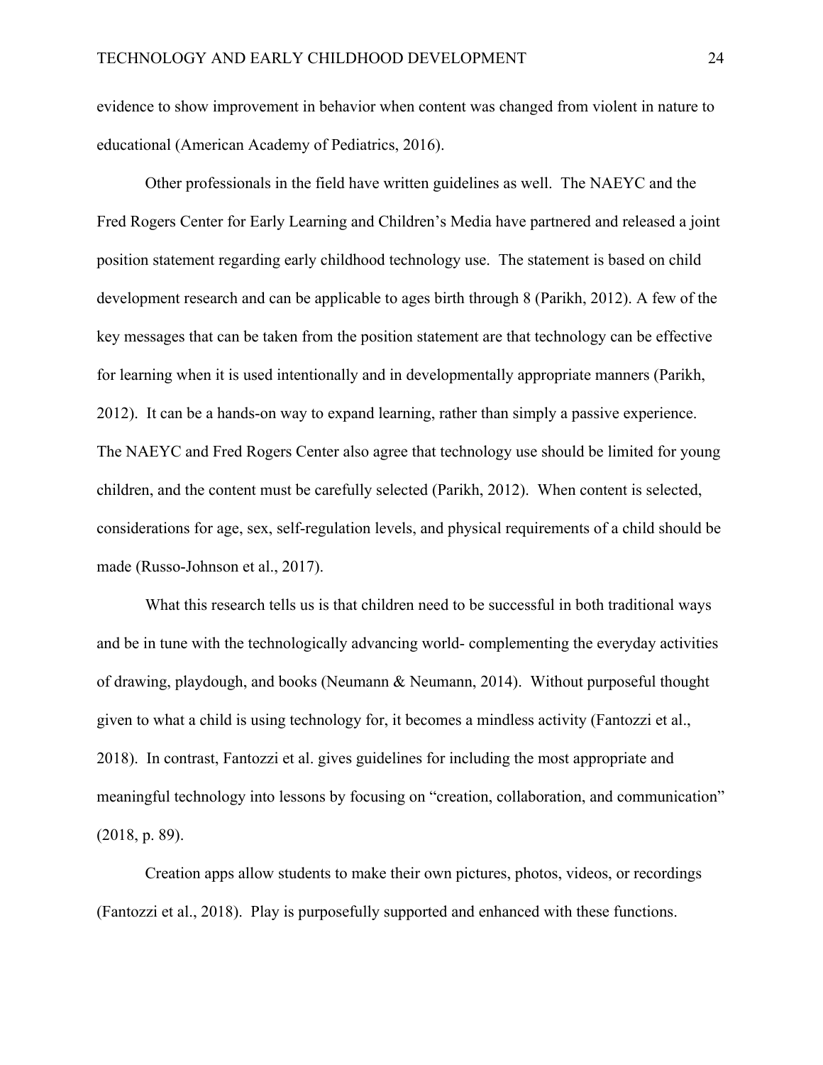evidence to show improvement in behavior when content was changed from violent in nature to educational (American Academy of Pediatrics, 2016).

Other professionals in the field have written guidelines as well. The NAEYC and the Fred Rogers Center for Early Learning and Children's Media have partnered and released a joint position statement regarding early childhood technology use. The statement is based on child development research and can be applicable to ages birth through 8 (Parikh, 2012). A few of the key messages that can be taken from the position statement are that technology can be effective for learning when it is used intentionally and in developmentally appropriate manners (Parikh, 2012). It can be a hands-on way to expand learning, rather than simply a passive experience. The NAEYC and Fred Rogers Center also agree that technology use should be limited for young children, and the content must be carefully selected (Parikh, 2012). When content is selected, considerations for age, sex, self-regulation levels, and physical requirements of a child should be made (Russo-Johnson et al., 2017).

What this research tells us is that children need to be successful in both traditional ways and be in tune with the technologically advancing world- complementing the everyday activities of drawing, playdough, and books (Neumann & Neumann, 2014). Without purposeful thought given to what a child is using technology for, it becomes a mindless activity (Fantozzi et al., 2018). In contrast, Fantozzi et al. gives guidelines for including the most appropriate and meaningful technology into lessons by focusing on "creation, collaboration, and communication" (2018, p. 89).

Creation apps allow students to make their own pictures, photos, videos, or recordings (Fantozzi et al., 2018). Play is purposefully supported and enhanced with these functions.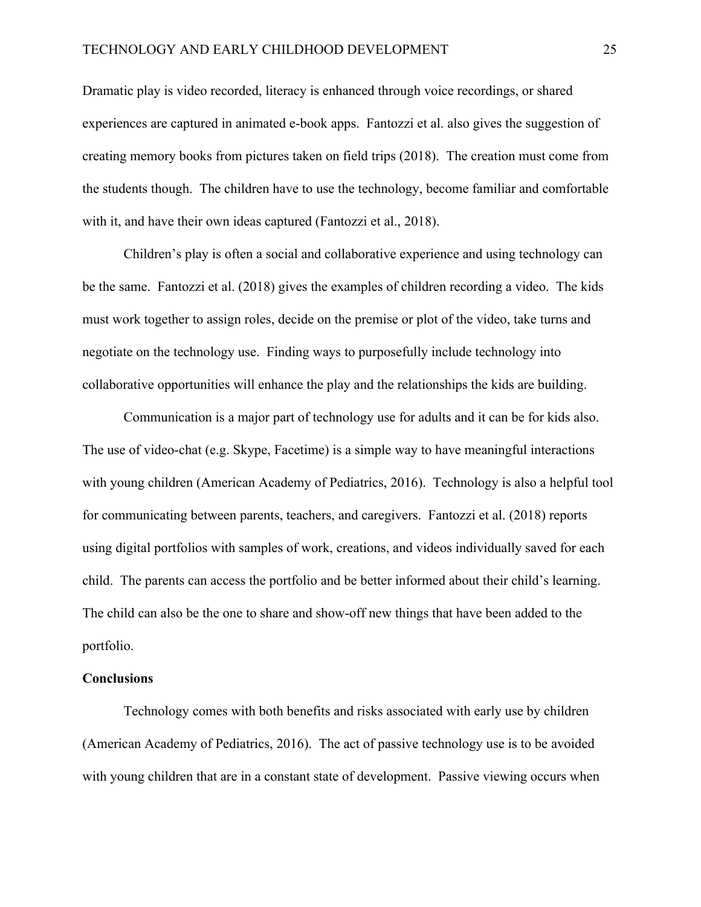Dramatic play is video recorded, literacy is enhanced through voice recordings, or shared experiences are captured in animated e-book apps. Fantozzi et al. also gives the suggestion of creating memory books from pictures taken on field trips (2018). The creation must come from the students though. The children have to use the technology, become familiar and comfortable with it, and have their own ideas captured (Fantozzi et al., 2018).

Children's play is often a social and collaborative experience and using technology can be the same. Fantozzi et al. (2018) gives the examples of children recording a video. The kids must work together to assign roles, decide on the premise or plot of the video, take turns and negotiate on the technology use. Finding ways to purposefully include technology into collaborative opportunities will enhance the play and the relationships the kids are building.

Communication is a major part of technology use for adults and it can be for kids also. The use of video-chat (e.g. Skype, Facetime) is a simple way to have meaningful interactions with young children (American Academy of Pediatrics, 2016). Technology is also a helpful tool for communicating between parents, teachers, and caregivers. Fantozzi et al. (2018) reports using digital portfolios with samples of work, creations, and videos individually saved for each child. The parents can access the portfolio and be better informed about their child's learning. The child can also be the one to share and show-off new things that have been added to the portfolio.

**Conclusions**

Technology comes with both benefits and risks associated with early use by children (American Academy of Pediatrics, 2016). The act of passive technology use is to be avoided with young children that are in a constant state of development. Passive viewing occurs when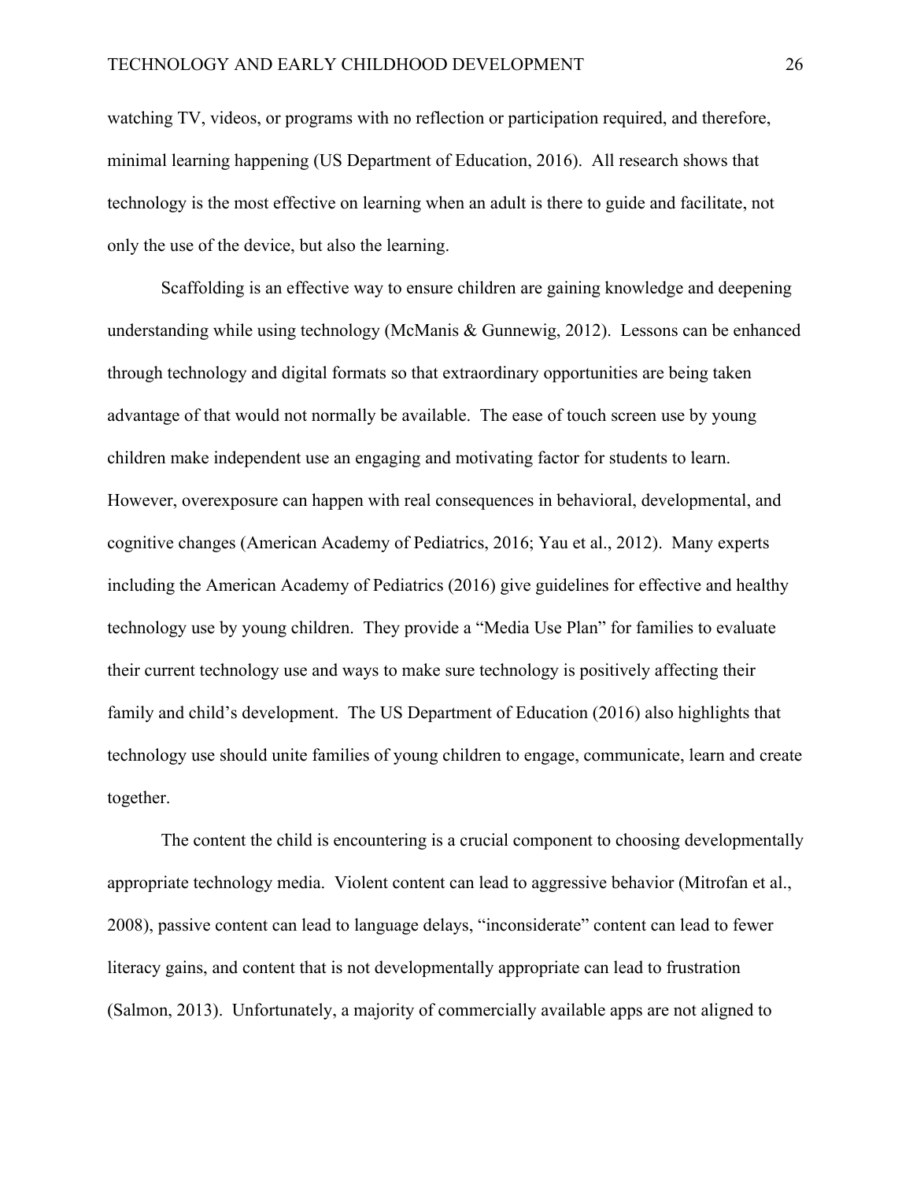watching TV, videos, or programs with no reflection or participation required, and therefore, minimal learning happening (US Department of Education, 2016). All research shows that technology is the most effective on learning when an adult is there to guide and facilitate, not only the use of the device, but also the learning.

Scaffolding is an effective way to ensure children are gaining knowledge and deepening understanding while using technology (McManis & Gunnewig, 2012). Lessons can be enhanced through technology and digital formats so that extraordinary opportunities are being taken advantage of that would not normally be available. The ease of touch screen use by young children make independent use an engaging and motivating factor for students to learn. However, overexposure can happen with real consequences in behavioral, developmental, and cognitive changes (American Academy of Pediatrics, 2016; Yau et al., 2012). Many experts including the American Academy of Pediatrics (2016) give guidelines for effective and healthy technology use by young children. They provide a "Media Use Plan" for families to evaluate their current technology use and ways to make sure technology is positively affecting their family and child's development. The US Department of Education (2016) also highlights that technology use should unite families of young children to engage, communicate, learn and create together.

The content the child is encountering is a crucial component to choosing developmentally appropriate technology media. Violent content can lead to aggressive behavior (Mitrofan et al., 2008), passive content can lead to language delays, "inconsiderate" content can lead to fewer literacy gains, and content that is not developmentally appropriate can lead to frustration (Salmon, 2013). Unfortunately, a majority of commercially available apps are not aligned to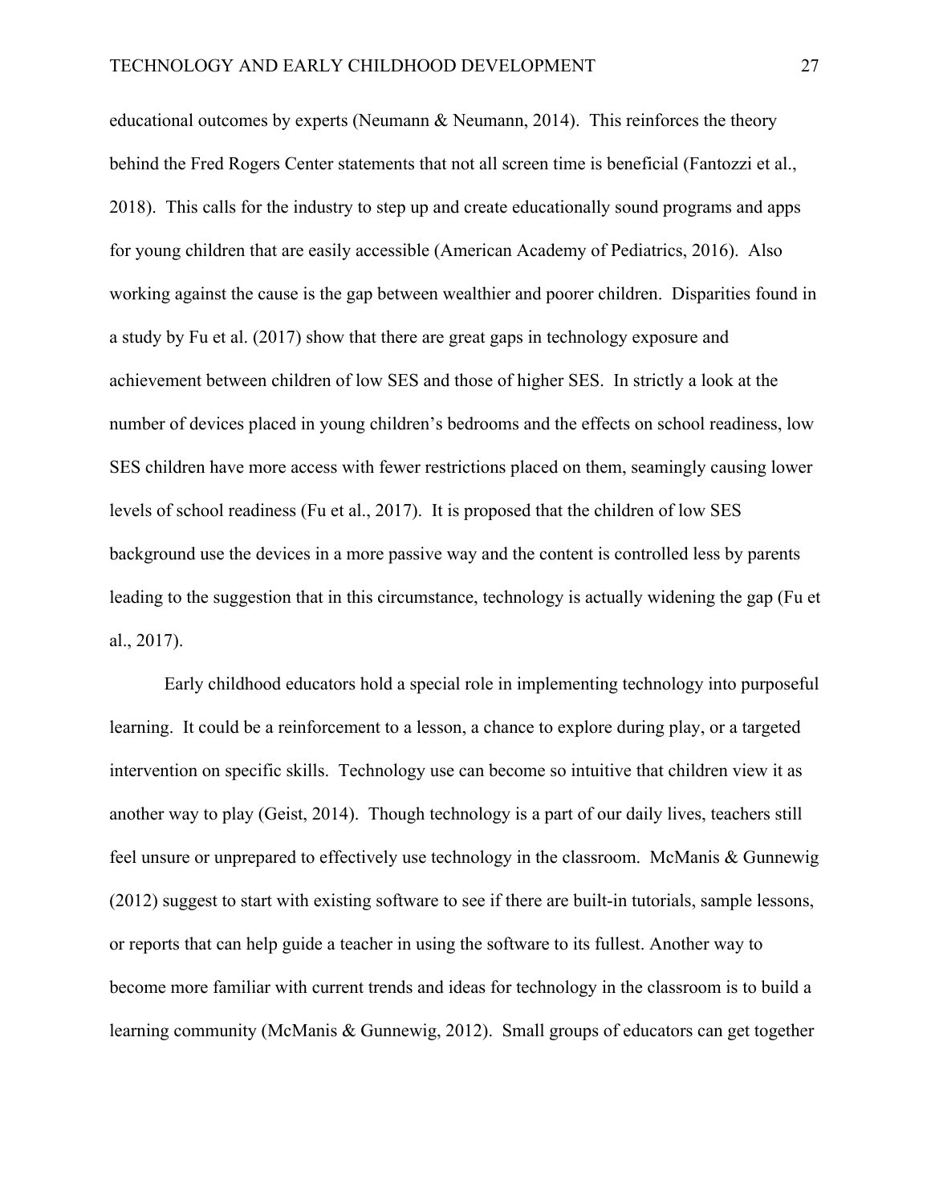educational outcomes by experts (Neumann & Neumann, 2014). This reinforces the theory behind the Fred Rogers Center statements that not all screen time is beneficial (Fantozzi et al., 2018). This calls for the industry to step up and create educationally sound programs and apps for young children that are easily accessible (American Academy of Pediatrics, 2016). Also working against the cause is the gap between wealthier and poorer children. Disparities found in a study by Fu et al. (2017) show that there are great gaps in technology exposure and achievement between children of low SES and those of higher SES. In strictly a look at the number of devices placed in young children's bedrooms and the effects on school readiness, low SES children have more access with fewer restrictions placed on them, seamingly causing lower levels of school readiness (Fu et al., 2017). It is proposed that the children of low SES background use the devices in a more passive way and the content is controlled less by parents leading to the suggestion that in this circumstance, technology is actually widening the gap (Fu et al., 2017).

Early childhood educators hold a special role in implementing technology into purposeful learning. It could be a reinforcement to a lesson, a chance to explore during play, or a targeted intervention on specific skills. Technology use can become so intuitive that children view it as another way to play (Geist, 2014). Though technology is a part of our daily lives, teachers still feel unsure or unprepared to effectively use technology in the classroom. McManis & Gunnewig (2012) suggest to start with existing software to see if there are built-in tutorials, sample lessons, or reports that can help guide a teacher in using the software to its fullest. Another way to become more familiar with current trends and ideas for technology in the classroom is to build a learning community (McManis & Gunnewig, 2012). Small groups of educators can get together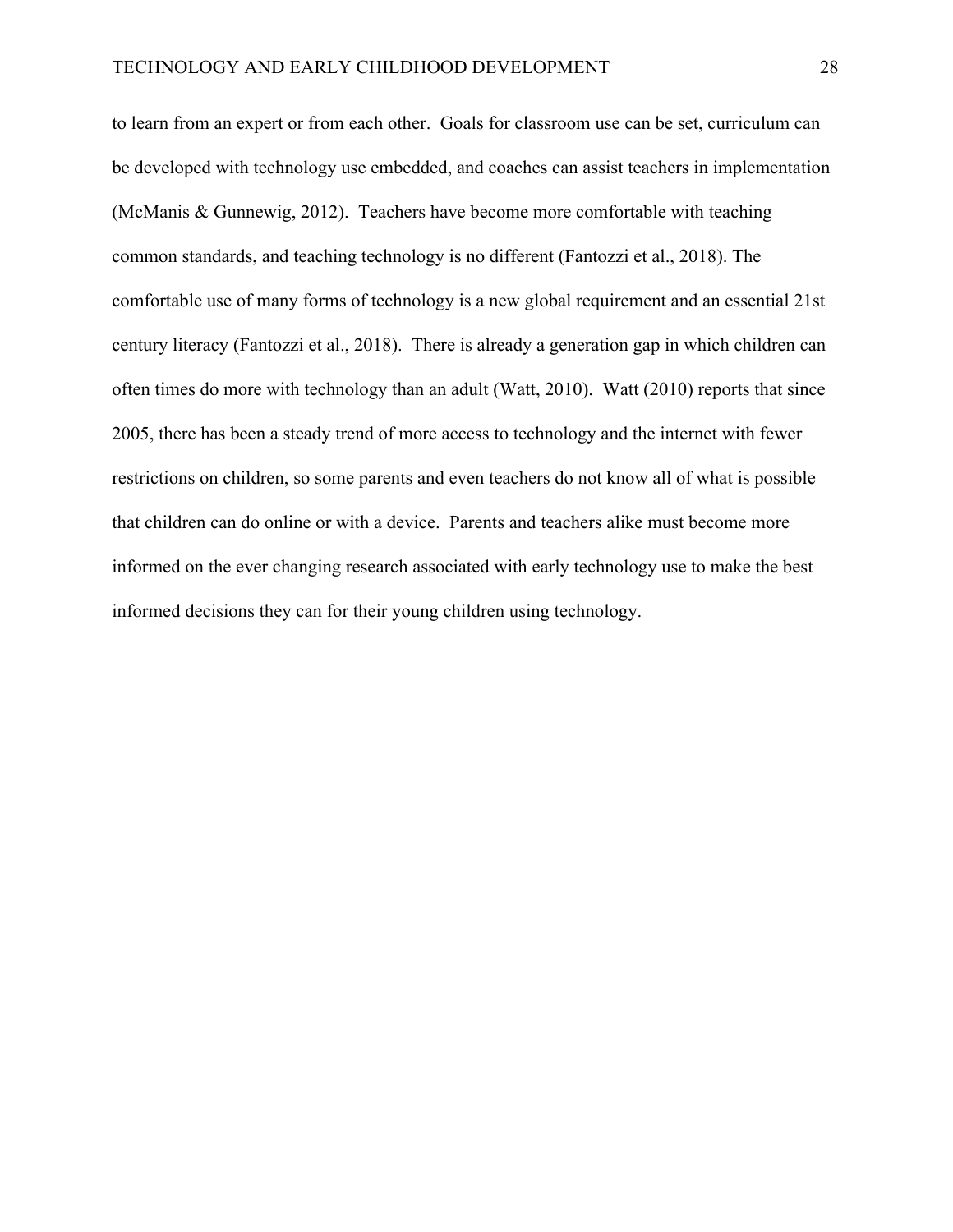to learn from an expert or from each other.  Goals for classroom use can be set, curriculum can be developed with technology use embedded, and coaches can assist teachers in implementation (McManis & Gunnewig, 2012).  Teachers have become more comfortable with teaching common standards, and teaching technology is no different (Fantozzi et al., 2018). The comfortable use of many forms of technology is a new global requirement and an essential 21st century literacy (Fantozzi et al., 2018).  There is already a generation gap in which children can often times do more with technology than an adult (Watt, 2010).  Watt (2010) reports that since 2005, there has been a steady trend of more access to technology and the internet with fewer restrictions on children, so some parents and even teachers do not know all of what is possible that children can do online or with a device.  Parents and teachers alike must become more informed on the ever changing research associated with early technology use to make the best informed decisions they can for their young children using technology.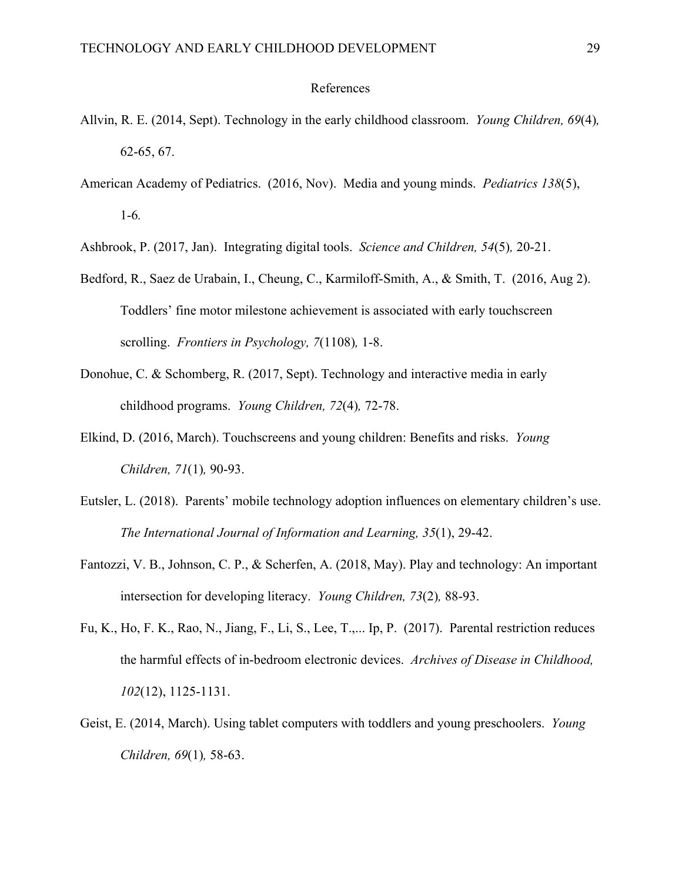# References

Allvin, R. E. (2014, Sept). Technology in the early childhood classroom. *Young Children, 69*(4)*,* 62-65, 67.

American Academy of Pediatrics. (2016, Nov). Media and young minds. *Pediatrics 138*(5), 1-6*.*

Ashbrook, P. (2017, Jan). Integrating digital tools. *Science and Children, 54*(5)*,* 20-21.

Bedford, R., Saez de Urabain, I., Cheung, C., Karmiloff-Smith, A., & Smith, T. (2016, Aug 2). Toddlers' fine motor milestone achievement is associated with early touchscreen scrolling. *Frontiers in Psychology, 7*(1108)*,* 1-8.

Donohue, C. & Schomberg, R. (2017, Sept). Technology and interactive media in early childhood programs. *Young Children, 72*(4)*,* 72-78.

Elkind, D. (2016, March). Touchscreens and young children: Benefits and risks. *Young Children, 71*(1)*,* 90-93.

Eutsler, L. (2018). Parents' mobile technology adoption influences on elementary children's use. *The International Journal of Information and Learning, 35*(1), 29-42.

Fantozzi, V. B., Johnson, C. P., & Scherfen, A. (2018, May). Play and technology: An important intersection for developing literacy. *Young Children, 73*(2)*,* 88-93.

Fu, K., Ho, F. K., Rao, N., Jiang, F., Li, S., Lee, T.,... Ip, P. (2017). Parental restriction reduces the harmful effects of in-bedroom electronic devices. *Archives of Disease in Childhood, 102*(12), 1125-1131.

Geist, E. (2014, March). Using tablet computers with toddlers and young preschoolers. *Young Children, 69*(1)*,* 58-63.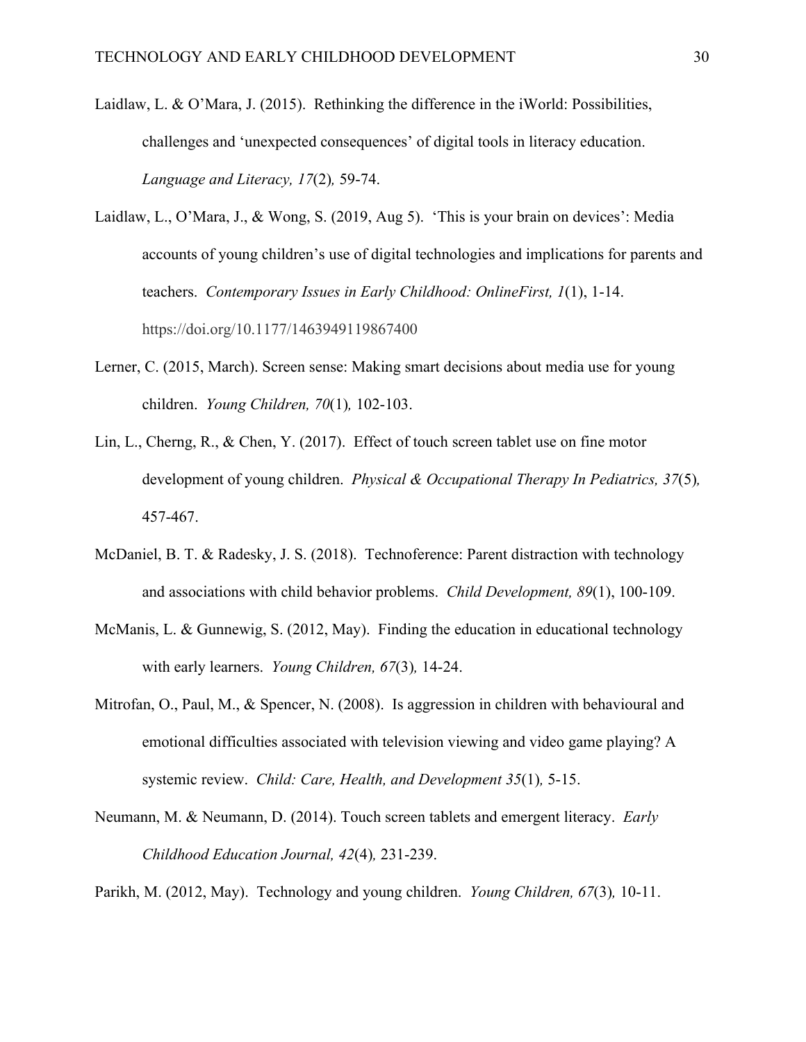Laidlaw, L. & O'Mara, J. (2015). Rethinking the difference in the iWorld: Possibilities, challenges and 'unexpected consequences' of digital tools in literacy education. *Language and Literacy, 17*(2)*,* 59-74.

Laidlaw, L., O'Mara, J., & Wong, S. (2019, Aug 5). 'This is your brain on devices': Media accounts of young children's use of digital technologies and implications for parents and teachers. *Contemporary Issues in Early Childhood: OnlineFirst, 1*(1), 1-14. https://doi.org/10.1177/1463949119867400

Lerner, C. (2015, March). Screen sense: Making smart decisions about media use for young children. *Young Children, 70*(1)*,* 102-103.

Lin, L., Cherng, R., & Chen, Y. (2017). Effect of touch screen tablet use on fine motor development of young children. *Physical & Occupational Therapy In Pediatrics, 37*(5)*,* 457-467.

McDaniel, B. T. & Radesky, J. S. (2018). Technoference: Parent distraction with technology and associations with child behavior problems. *Child Development, 89*(1), 100-109.

McManis, L. & Gunnewig, S. (2012, May). Finding the education in educational technology with early learners. *Young Children, 67*(3)*,* 14-24.

Mitrofan, O., Paul, M., & Spencer, N. (2008). Is aggression in children with behavioural and emotional difficulties associated with television viewing and video game playing? A systemic review. *Child: Care, Health, and Development 35*(1)*,* 5-15.

Neumann, M. & Neumann, D. (2014). Touch screen tablets and emergent literacy. *Early Childhood Education Journal, 42*(4)*,* 231-239.

Parikh, M. (2012, May). Technology and young children. *Young Children, 67*(3)*,* 10-11.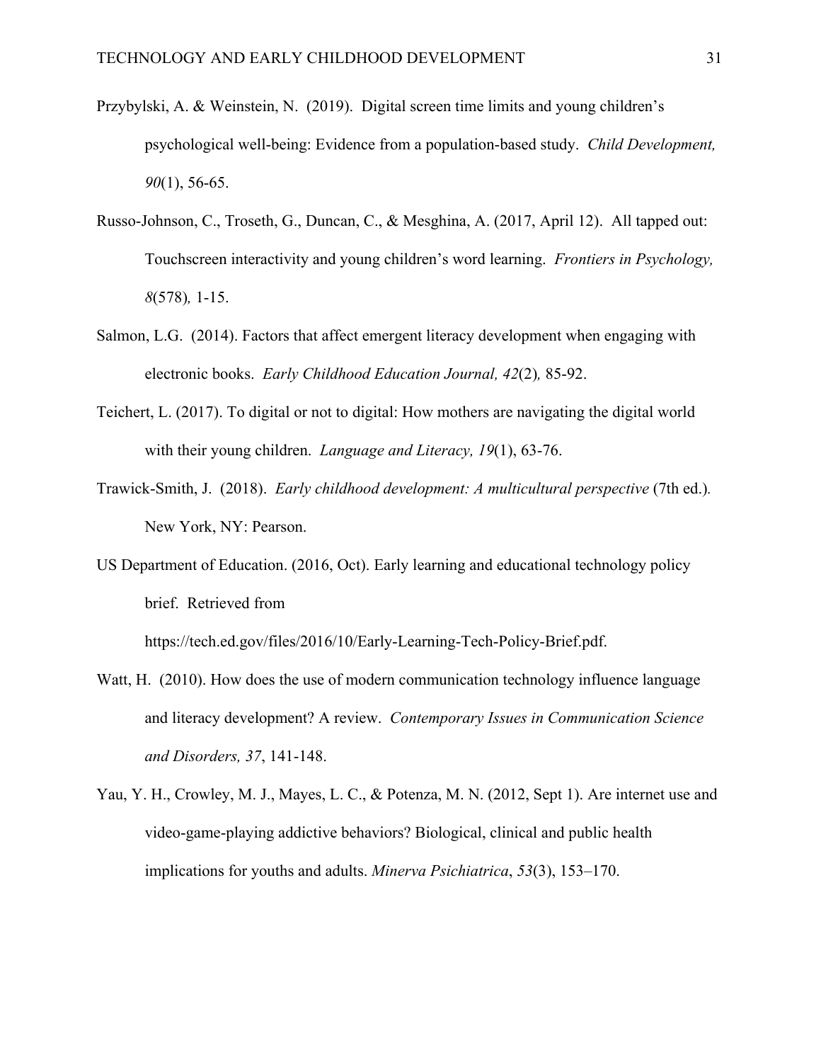Przybylski, A. & Weinstein, N. (2019). Digital screen time limits and young children's psychological well-being: Evidence from a population-based study. *Child Development, 90*(1), 56-65.

Russo-Johnson, C., Troseth, G., Duncan, C., & Mesghina, A. (2017, April 12). All tapped out: Touchscreen interactivity and young children's word learning. *Frontiers in Psychology, 8*(578)*,* 1-15.

Salmon, L.G. (2014). Factors that affect emergent literacy development when engaging with electronic books. *Early Childhood Education Journal, 42*(2)*,* 85-92.

Teichert, L. (2017). To digital or not to digital: How mothers are navigating the digital world with their young children. *Language and Literacy, 19*(1), 63-76.

Trawick-Smith, J. (2018). *Early childhood development: A multicultural perspective* (7th ed.)*.* New York, NY: Pearson.

US Department of Education. (2016, Oct). Early learning and educational technology policy brief. Retrieved from https://tech.ed.gov/files/2016/10/Early-Learning-Tech-Policy-Brief.pdf.

Watt, H. (2010). How does the use of modern communication technology influence language and literacy development? A review. *Contemporary Issues in Communication Science and Disorders, 37*, 141-148.

Yau, Y. H., Crowley, M. J., Mayes, L. C., & Potenza, M. N. (2012, Sept 1). Are internet use and video-game-playing addictive behaviors? Biological, clinical and public health implications for youths and adults. *Minerva Psichiatrica*, *53*(3), 153–170.